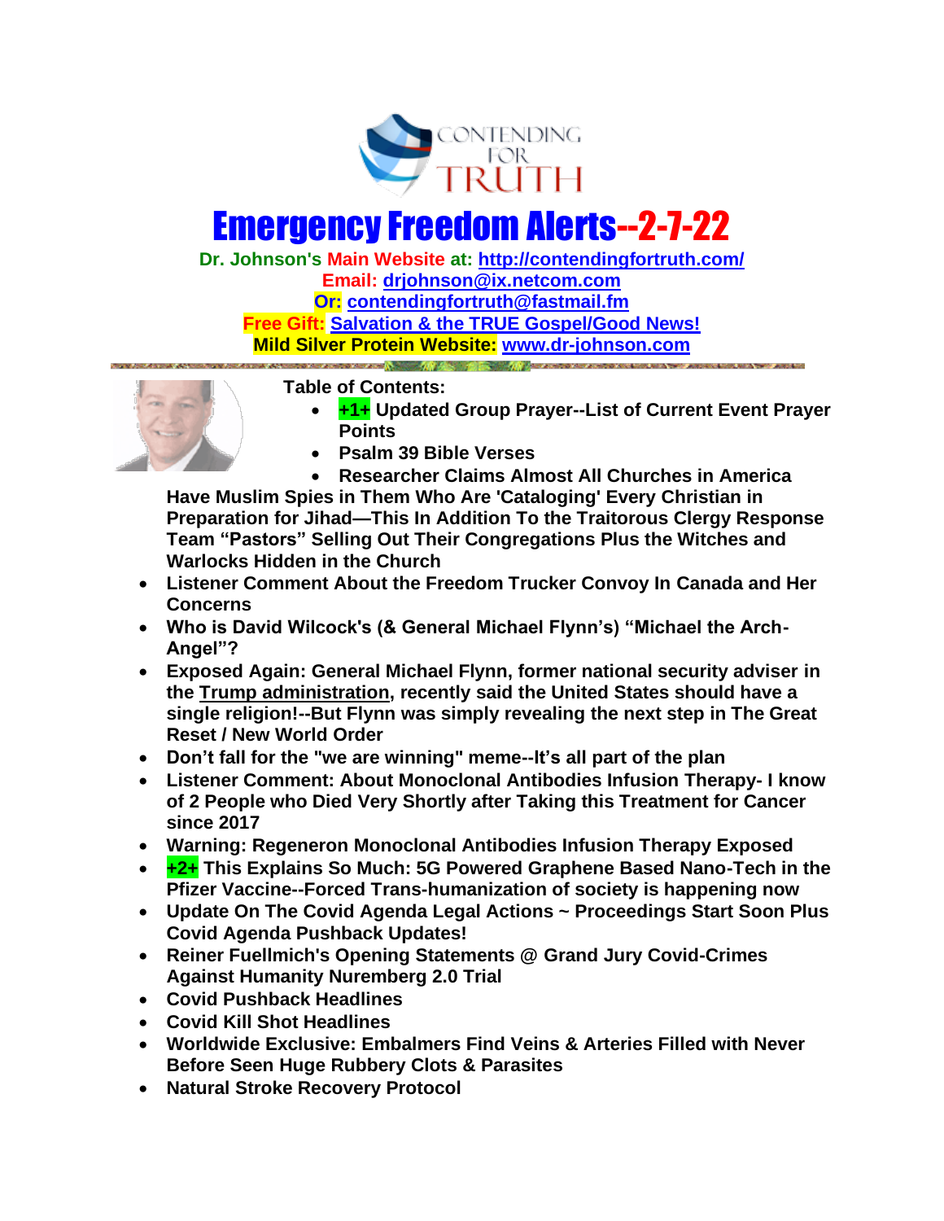CONTENDING FOR TRUTH

# Emergency Freedom Alerts--2-7-22

**Dr. Johnson's Main Website at: http://contendingfortruth.com/**
**Email: drjohnson@ix.netcom.com**
**Or: contendingfortruth@fastmail.fm**
**Free Gift: Salvation & the TRUE Gospel/Good News!**
**Mild Silver Protein Website: www.dr-johnson.com**

**Table of Contents:**

- **+1+ Updated Group Prayer--List of Current Event Prayer Points**
- **Psalm 39 Bible Verses**
- **Researcher Claims Almost All Churches in America Have Muslim Spies in Them Who Are 'Cataloging' Every Christian in Preparation for Jihad—This In Addition To the Traitorous Clergy Response Team "Pastors" Selling Out Their Congregations Plus the Witches and Warlocks Hidden in the Church**
- **Listener Comment About the Freedom Trucker Convoy In Canada and Her Concerns**
- **Who is David Wilcock's (& General Michael Flynn's) "Michael the Arch-Angel"?**
- **Exposed Again: General Michael Flynn, former national security adviser in the Trump administration, recently said the United States should have a single religion!--But Flynn was simply revealing the next step in The Great Reset / New World Order**
- **Don't fall for the "we are winning" meme--It's all part of the plan**
- **Listener Comment: About Monoclonal Antibodies Infusion Therapy- I know of 2 People who Died Very Shortly after Taking this Treatment for Cancer since 2017**
- **Warning: Regeneron Monoclonal Antibodies Infusion Therapy Exposed**
- **+2+ This Explains So Much: 5G Powered Graphene Based Nano-Tech in the Pfizer Vaccine--Forced Trans-humanization of society is happening now**
- **Update On The Covid Agenda Legal Actions ~ Proceedings Start Soon Plus Covid Agenda Pushback Updates!**
- **Reiner Fuellmich's Opening Statements @ Grand Jury Covid-Crimes Against Humanity Nuremberg 2.0 Trial**
- **Covid Pushback Headlines**
- **Covid Kill Shot Headlines**
- **Worldwide Exclusive: Embalmers Find Veins & Arteries Filled with Never Before Seen Huge Rubbery Clots & Parasites**
- **Natural Stroke Recovery Protocol**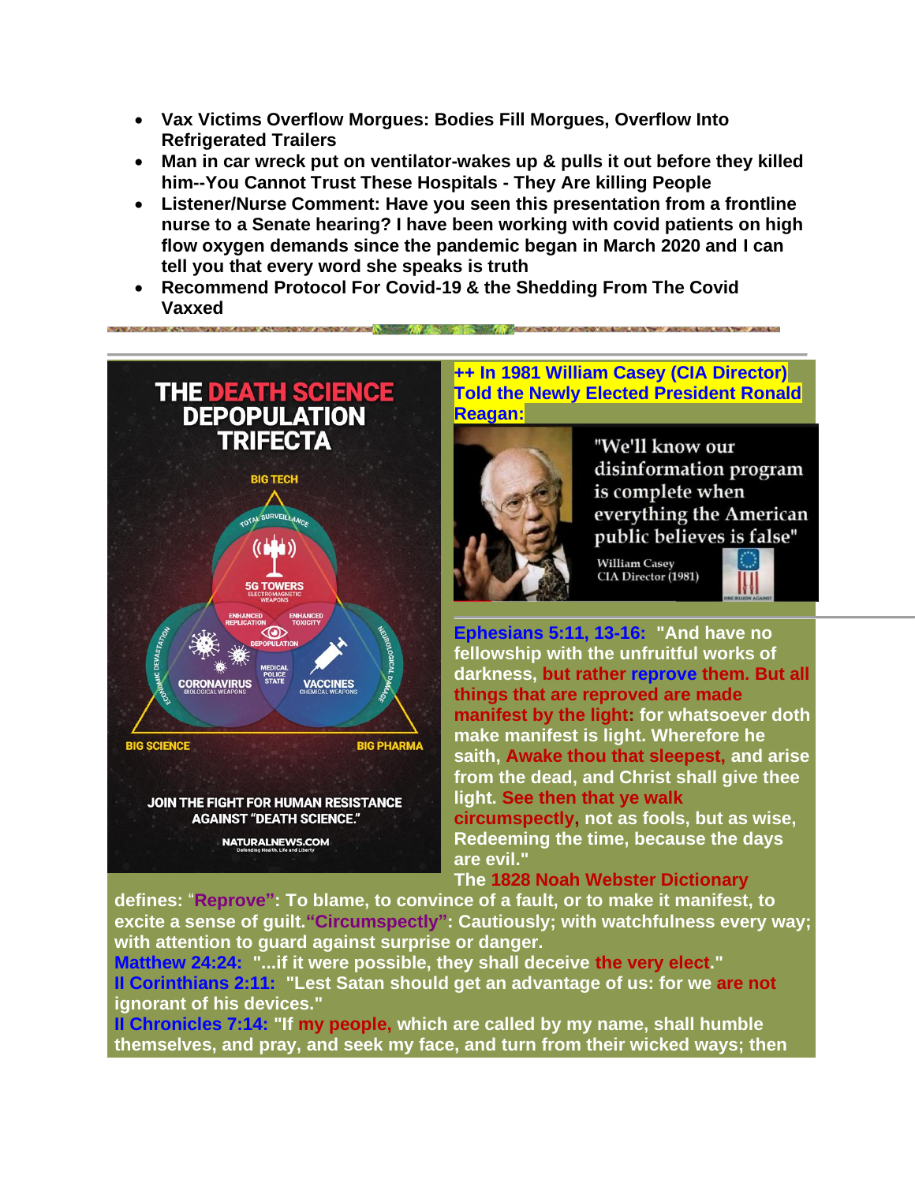- **Vax Victims Overflow Morgues: Bodies Fill Morgues, Overflow Into Refrigerated Trailers**
- **Man in car wreck put on ventilator-wakes up & pulls it out before they killed him--You Cannot Trust These Hospitals - They Are killing People**
- **Listener/Nurse Comment: Have you seen this presentation from a frontline nurse to a Senate hearing? I have been working with covid patients on high flow oxygen demands since the pandemic began in March 2020 and I can tell you that every word she speaks is truth**
- **Recommend Protocol For Covid-19 & the Shedding From The Covid Vaxxed**

---

THE DEATH SCIENCE DEPOPULATION TRIFECTA

BIG TECH — TOTAL SURVEILLANCE — 5G TOWERS ELECTROMAGNETIC WEAPONS — ENHANCED REPLICATION — ENHANCED TOXICITY — DEPOPULATION — MEDICAL POLICE STATE — CORONAVIRUS BIOLOGICAL WEAPONS — VACCINES CHEMICAL WEAPONS — ECONOMIC DEVASTATION — NEUROLOGICAL DAMAGE — BIG SCIENCE — BIG PHARMA

JOIN THE FIGHT FOR HUMAN RESISTANCE AGAINST "DEATH SCIENCE."

NATURALNEWS.COM

**++ In 1981 William Casey (CIA Director) Told the Newly Elected President Ronald Reagan:**

"We'll know our disinformation program is complete when everything the American public believes is false"

William Casey
CIA Director (1981)

**Ephesians 5:11, 13-16: "And have no fellowship with the unfruitful works of darkness, but rather reprove them. But all things that are reproved are made manifest by the light: for whatsoever doth make manifest is light. Wherefore he saith, Awake thou that sleepest, and arise from the dead, and Christ shall give thee light. See then that ye walk circumspectly, not as fools, but as wise, Redeeming the time, because the days are evil."**

**The 1828 Noah Webster Dictionary defines: "Reprove": To blame, to convince of a fault, or to make it manifest, to excite a sense of guilt. "Circumspectly": Cautiously; with watchfulness every way; with attention to guard against surprise or danger.**

**Matthew 24:24: "...if it were possible, they shall deceive the very elect."**

**II Corinthians 2:11: "Lest Satan should get an advantage of us: for we are not ignorant of his devices."**

**II Chronicles 7:14: "If my people, which are called by my name, shall humble themselves, and pray, and seek my face, and turn from their wicked ways; then**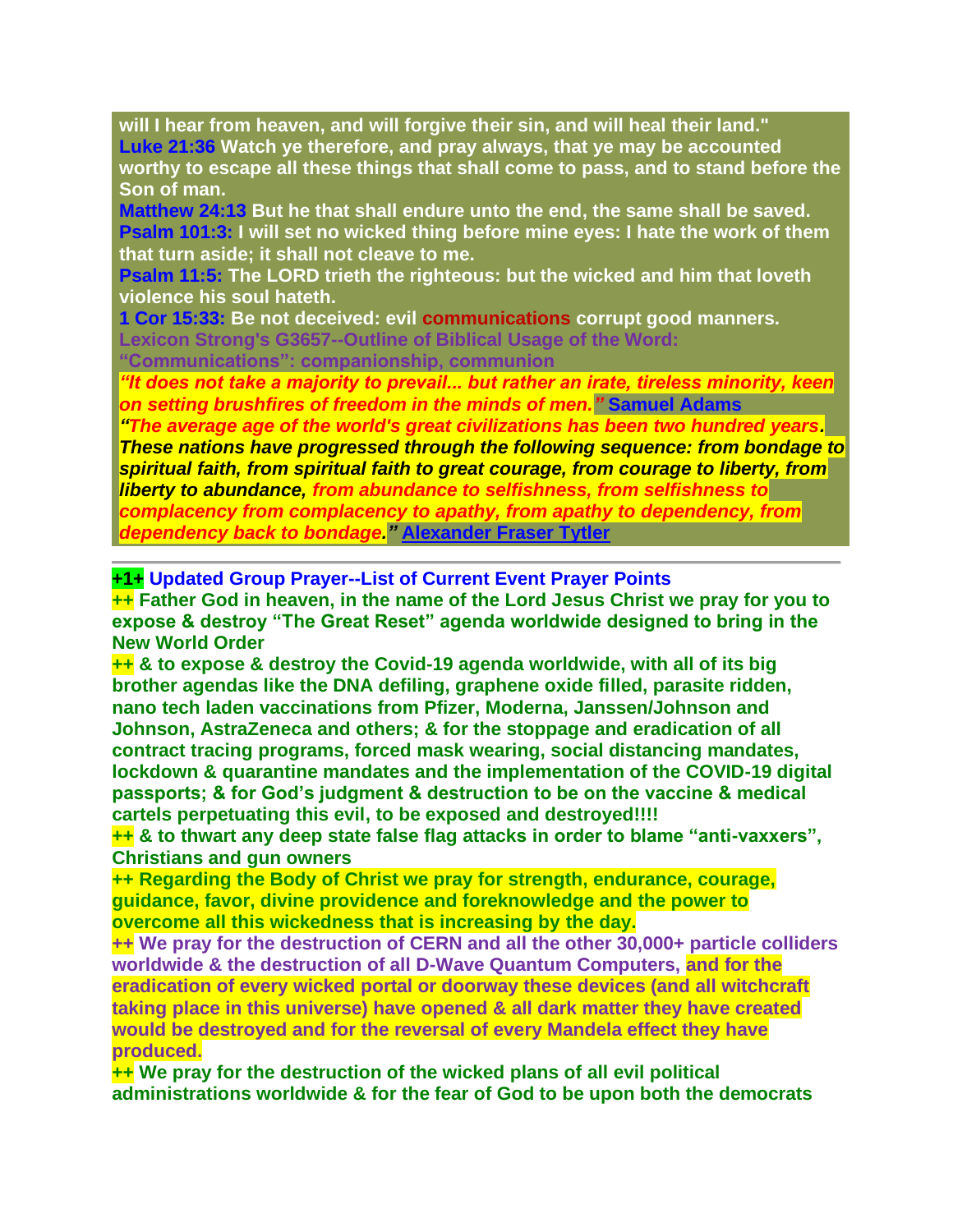**will I hear from heaven, and will forgive their sin, and will heal their land."**
**Luke 21:36 Watch ye therefore, and pray always, that ye may be accounted worthy to escape all these things that shall come to pass, and to stand before the Son of man.**
**Matthew 24:13 But he that shall endure unto the end, the same shall be saved.**
**Psalm 101:3: I will set no wicked thing before mine eyes: I hate the work of them that turn aside; it shall not cleave to me.**
**Psalm 11:5: The LORD trieth the righteous: but the wicked and him that loveth violence his soul hateth.**
**1 Cor 15:33: Be not deceived: evil communications corrupt good manners.**
**Lexicon Strong's G3657--Outline of Biblical Usage of the Word: "Communications": companionship, communion**
***"It does not take a majority to prevail... but rather an irate, tireless minority, keen on setting brushfires of freedom in the minds of men."* Samuel Adams**
***"The average age of the world's great civilizations has been two hundred years. These nations have progressed through the following sequence: from bondage to spiritual faith, from spiritual faith to great courage, from courage to liberty, from liberty to abundance, from abundance to selfishness, from selfishness to complacency from complacency to apathy, from apathy to dependency, from dependency back to bondage."* Alexander Fraser Tytler**

---

**+1+ Updated Group Prayer--List of Current Event Prayer Points**

**++ Father God in heaven, in the name of the Lord Jesus Christ we pray for you to expose & destroy "The Great Reset" agenda worldwide designed to bring in the New World Order**

**++ & to expose & destroy the Covid-19 agenda worldwide, with all of its big brother agendas like the DNA defiling, graphene oxide filled, parasite ridden, nano tech laden vaccinations from Pfizer, Moderna, Janssen/Johnson and Johnson, AstraZeneca and others; & for the stoppage and eradication of all contract tracing programs, forced mask wearing, social distancing mandates, lockdown & quarantine mandates and the implementation of the COVID-19 digital passports; & for God's judgment & destruction to be on the vaccine & medical cartels perpetuating this evil, to be exposed and destroyed!!!!**

**++ & to thwart any deep state false flag attacks in order to blame "anti-vaxxers", Christians and gun owners**

**++ Regarding the Body of Christ we pray for strength, endurance, courage, guidance, favor, divine providence and foreknowledge and the power to overcome all this wickedness that is increasing by the day.**

**++ We pray for the destruction of CERN and all the other 30,000+ particle colliders worldwide & the destruction of all D-Wave Quantum Computers, and for the eradication of every wicked portal or doorway these devices (and all witchcraft taking place in this universe) have opened & all dark matter they have created would be destroyed and for the reversal of every Mandela effect they have produced.**

**++ We pray for the destruction of the wicked plans of all evil political administrations worldwide & for the fear of God to be upon both the democrats**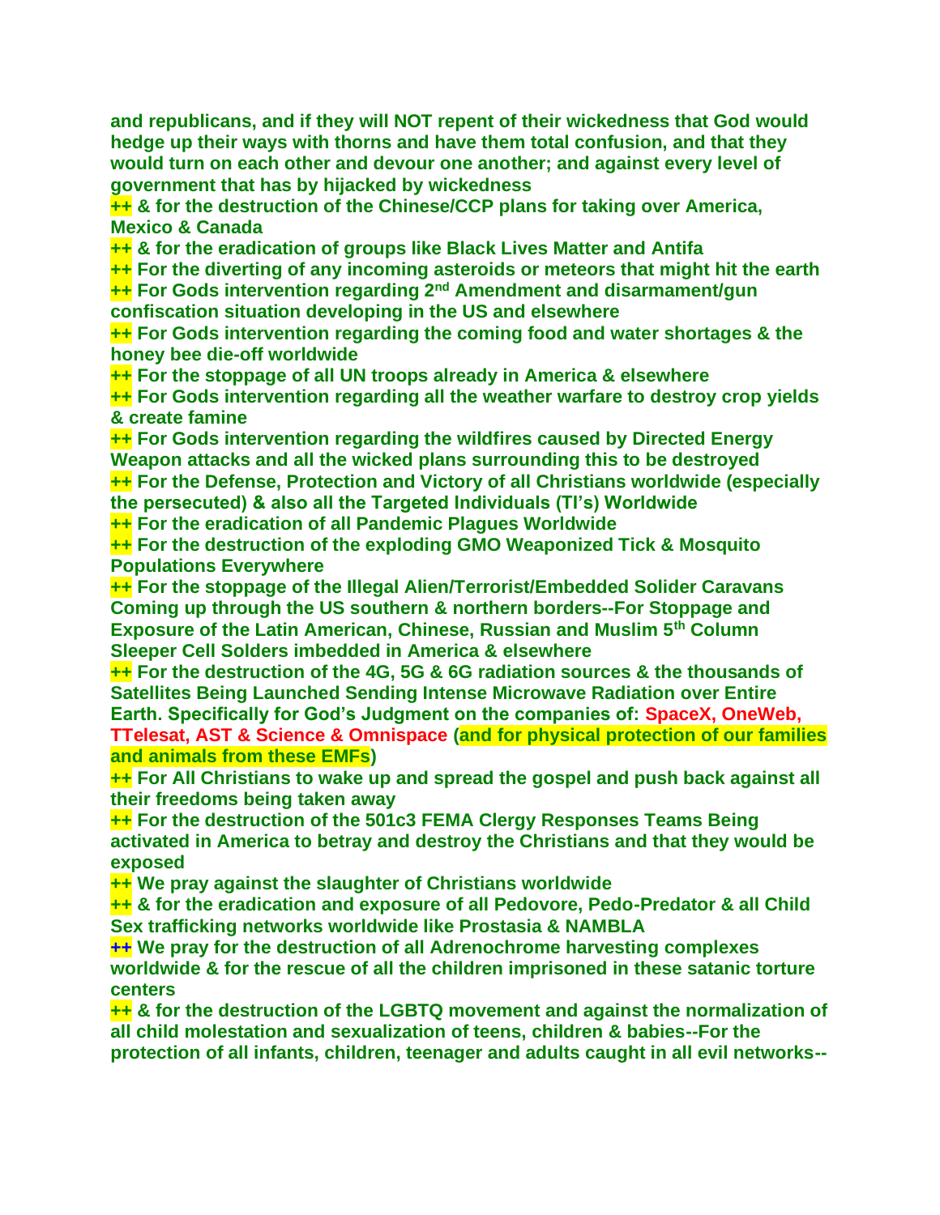**and republicans, and if they will NOT repent of their wickedness that God would hedge up their ways with thorns and have them total confusion, and that they would turn on each other and devour one another; and against every level of government that has by hijacked by wickedness**

**++ & for the destruction of the Chinese/CCP plans for taking over America, Mexico & Canada**

**++ & for the eradication of groups like Black Lives Matter and Antifa**

**++ For the diverting of any incoming asteroids or meteors that might hit the earth**

**++ For Gods intervention regarding 2nd Amendment and disarmament/gun confiscation situation developing in the US and elsewhere**

**++ For Gods intervention regarding the coming food and water shortages & the honey bee die-off worldwide**

**++ For the stoppage of all UN troops already in America & elsewhere**

**++ For Gods intervention regarding all the weather warfare to destroy crop yields & create famine**

**++ For Gods intervention regarding the wildfires caused by Directed Energy Weapon attacks and all the wicked plans surrounding this to be destroyed**

**++ For the Defense, Protection and Victory of all Christians worldwide (especially the persecuted) & also all the Targeted Individuals (TI's) Worldwide**

**++ For the eradication of all Pandemic Plagues Worldwide**

**++ For the destruction of the exploding GMO Weaponized Tick & Mosquito Populations Everywhere**

**++ For the stoppage of the Illegal Alien/Terrorist/Embedded Solider Caravans Coming up through the US southern & northern borders--For Stoppage and Exposure of the Latin American, Chinese, Russian and Muslim 5th Column Sleeper Cell Solders imbedded in America & elsewhere**

**++ For the destruction of the 4G, 5G & 6G radiation sources & the thousands of Satellites Being Launched Sending Intense Microwave Radiation over Entire Earth. Specifically for God's Judgment on the companies of: SpaceX, OneWeb, TTelesat, AST & Science & Omnispace (and for physical protection of our families and animals from these EMFs)**

**++ For All Christians to wake up and spread the gospel and push back against all their freedoms being taken away**

**++ For the destruction of the 501c3 FEMA Clergy Responses Teams Being activated in America to betray and destroy the Christians and that they would be exposed**

**++ We pray against the slaughter of Christians worldwide**

**++ & for the eradication and exposure of all Pedovore, Pedo-Predator & all Child Sex trafficking networks worldwide like Prostasia & NAMBLA**

**++ We pray for the destruction of all Adrenochrome harvesting complexes worldwide & for the rescue of all the children imprisoned in these satanic torture centers**

**++ & for the destruction of the LGBTQ movement and against the normalization of all child molestation and sexualization of teens, children & babies--For the protection of all infants, children, teenager and adults caught in all evil networks--**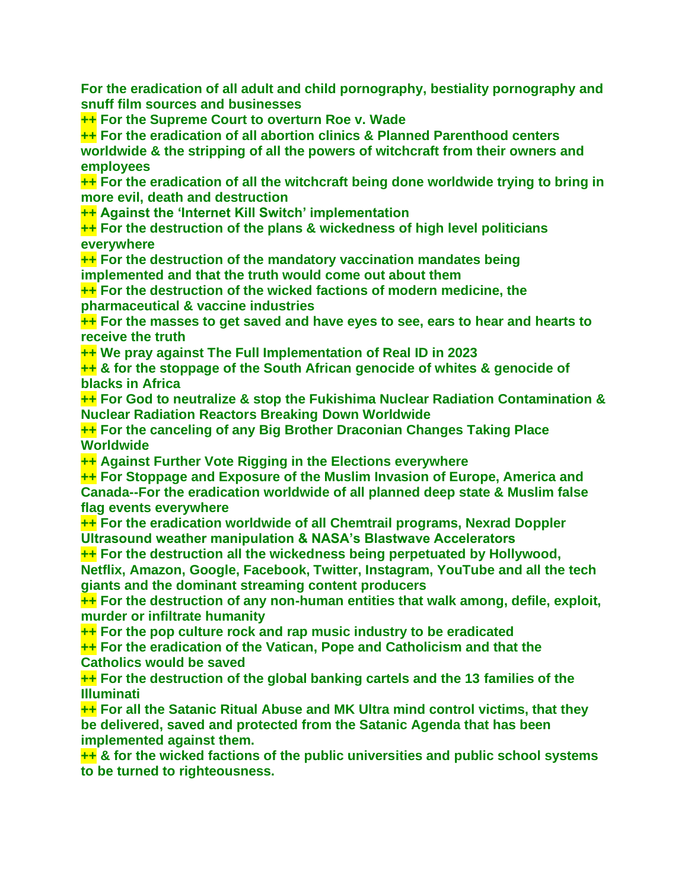**For the eradication of all adult and child pornography, bestiality pornography and snuff film sources and businesses**

**++ For the Supreme Court to overturn Roe v. Wade**

**++ For the eradication of all abortion clinics & Planned Parenthood centers worldwide & the stripping of all the powers of witchcraft from their owners and employees**

**++ For the eradication of all the witchcraft being done worldwide trying to bring in more evil, death and destruction**

**++ Against the 'Internet Kill Switch' implementation**

**++ For the destruction of the plans & wickedness of high level politicians everywhere**

**++ For the destruction of the mandatory vaccination mandates being implemented and that the truth would come out about them**

**++ For the destruction of the wicked factions of modern medicine, the pharmaceutical & vaccine industries**

**++ For the masses to get saved and have eyes to see, ears to hear and hearts to receive the truth**

**++ We pray against The Full Implementation of Real ID in 2023**

**++ & for the stoppage of the South African genocide of whites & genocide of blacks in Africa**

**++ For God to neutralize & stop the Fukishima Nuclear Radiation Contamination & Nuclear Radiation Reactors Breaking Down Worldwide**

**++ For the canceling of any Big Brother Draconian Changes Taking Place Worldwide**

**++ Against Further Vote Rigging in the Elections everywhere**

**++ For Stoppage and Exposure of the Muslim Invasion of Europe, America and Canada--For the eradication worldwide of all planned deep state & Muslim false flag events everywhere**

**++ For the eradication worldwide of all Chemtrail programs, Nexrad Doppler Ultrasound weather manipulation & NASA's Blastwave Accelerators**

**++ For the destruction all the wickedness being perpetuated by Hollywood, Netflix, Amazon, Google, Facebook, Twitter, Instagram, YouTube and all the tech giants and the dominant streaming content producers**

**++ For the destruction of any non-human entities that walk among, defile, exploit, murder or infiltrate humanity**

**++ For the pop culture rock and rap music industry to be eradicated**

**++ For the eradication of the Vatican, Pope and Catholicism and that the Catholics would be saved**

**++ For the destruction of the global banking cartels and the 13 families of the Illuminati**

**++ For all the Satanic Ritual Abuse and MK Ultra mind control victims, that they be delivered, saved and protected from the Satanic Agenda that has been implemented against them.**

**++ & for the wicked factions of the public universities and public school systems to be turned to righteousness.**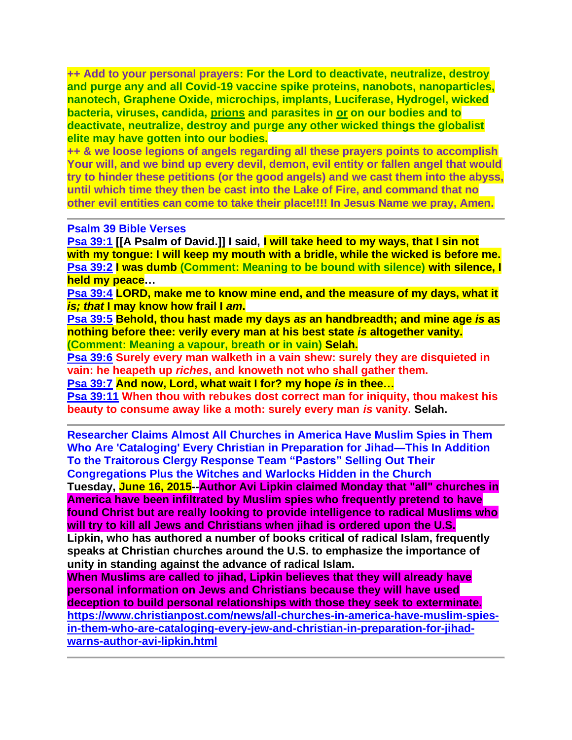**++ Add to your personal prayers: For the Lord to deactivate, neutralize, destroy and purge any and all Covid-19 vaccine spike proteins, nanobots, nanoparticles, nanotech, Graphene Oxide, microchips, implants, Luciferase, Hydrogel, wicked bacteria, viruses, candida, prions and parasites in or on our bodies and to deactivate, neutralize, destroy and purge any other wicked things the globalist elite may have gotten into our bodies.**
**++ & we loose legions of angels regarding all these prayers points to accomplish Your will, and we bind up every devil, demon, evil entity or fallen angel that would try to hinder these petitions (or the good angels) and we cast them into the abyss, until which time they then be cast into the Lake of Fire, and command that no other evil entities can come to take their place!!!! In Jesus Name we pray, Amen.**

---

**Psalm 39 Bible Verses**

**Psa 39:1 [[A Psalm of David.]] I said, I will take heed to my ways, that I sin not with my tongue: I will keep my mouth with a bridle, while the wicked is before me.**
**Psa 39:2 I was dumb (Comment: Meaning to be bound with silence) with silence, I held my peace…**
**Psa 39:4 LORD, make me to know mine end, and the measure of my days, what it *is; that* I may know how frail I *am*.**
**Psa 39:5 Behold, thou hast made my days *as* an handbreadth; and mine age *is* as nothing before thee: verily every man at his best state *is* altogether vanity. (Comment: Meaning a vapour, breath or in vain) Selah.**
**Psa 39:6 Surely every man walketh in a vain shew: surely they are disquieted in vain: he heapeth up *riches*, and knoweth not who shall gather them.**
**Psa 39:7 And now, Lord, what wait I for? my hope *is* in thee…**
**Psa 39:11 When thou with rebukes dost correct man for iniquity, thou makest his beauty to consume away like a moth: surely every man *is* vanity. Selah.**

---

**Researcher Claims Almost All Churches in America Have Muslim Spies in Them Who Are 'Cataloging' Every Christian in Preparation for Jihad—This In Addition To the Traitorous Clergy Response Team "Pastors" Selling Out Their Congregations Plus the Witches and Warlocks Hidden in the Church**

**Tuesday, June 16, 2015--Author Avi Lipkin claimed Monday that "all" churches in America have been infiltrated by Muslim spies who frequently pretend to have found Christ but are really looking to provide intelligence to radical Muslims who will try to kill all Jews and Christians when jihad is ordered upon the U.S.**
**Lipkin, who has authored a number of books critical of radical Islam, frequently speaks at Christian churches around the U.S. to emphasize the importance of unity in standing against the advance of radical Islam.**
**When Muslims are called to jihad, Lipkin believes that they will already have personal information on Jews and Christians because they will have used deception to build personal relationships with those they seek to exterminate.**
**https://www.christianpost.com/news/all-churches-in-america-have-muslim-spies-in-them-who-are-cataloging-every-jew-and-christian-in-preparation-for-jihad-warns-author-avi-lipkin.html**

---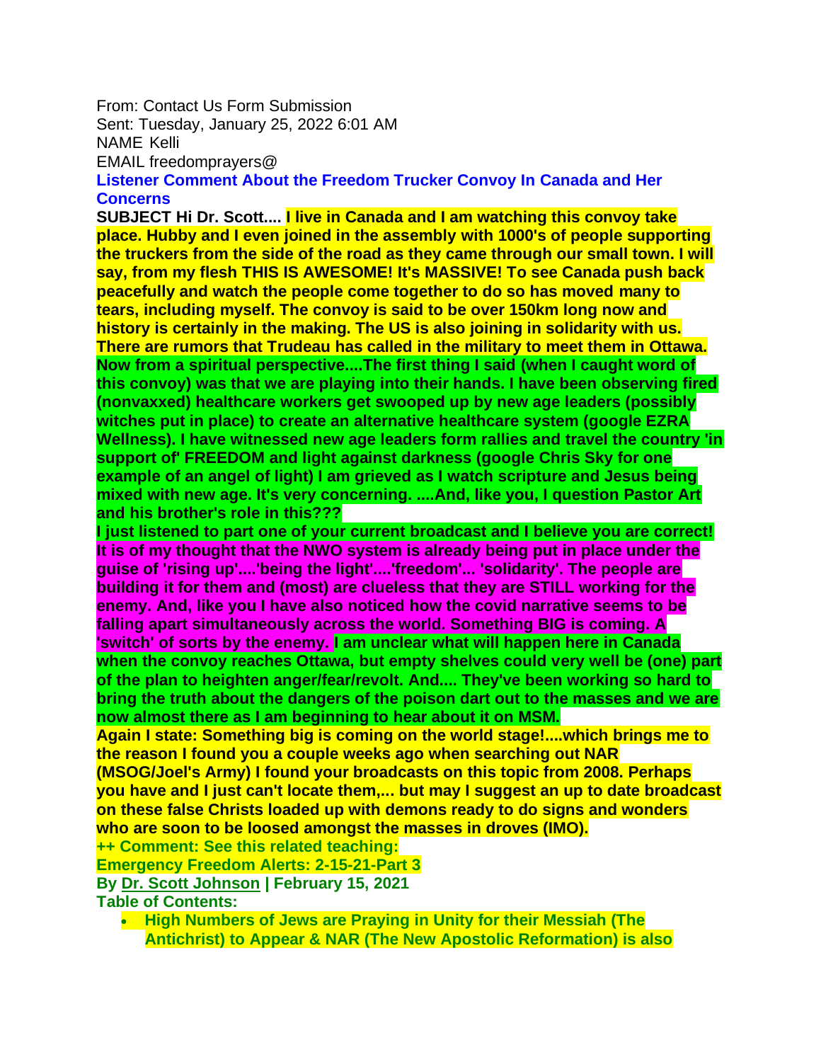From: Contact Us Form Submission
Sent: Tuesday, January 25, 2022 6:01 AM
NAME Kelli
EMAIL freedomprayers@

**Listener Comment About the Freedom Trucker Convoy In Canada and Her Concerns**

**SUBJECT Hi Dr. Scott.... I live in Canada and I am watching this convoy take place. Hubby and I even joined in the assembly with 1000's of people supporting the truckers from the side of the road as they came through our small town. I will say, from my flesh THIS IS AWESOME! It's MASSIVE! To see Canada push back peacefully and watch the people come together to do so has moved many to tears, including myself. The convoy is said to be over 150km long now and history is certainly in the making. The US is also joining in solidarity with us. There are rumors that Trudeau has called in the military to meet them in Ottawa. Now from a spiritual perspective....The first thing I said (when I caught word of this convoy) was that we are playing into their hands. I have been observing fired (nonvaxxed) healthcare workers get swooped up by new age leaders (possibly witches put in place) to create an alternative healthcare system (google EZRA Wellness). I have witnessed new age leaders form rallies and travel the country 'in support of' FREEDOM and light against darkness (google Chris Sky for one example of an angel of light) I am grieved as I watch scripture and Jesus being mixed with new age. It's very concerning. ....And, like you, I question Pastor Art and his brother's role in this???**

**I just listened to part one of your current broadcast and I believe you are correct! It is of my thought that the NWO system is already being put in place under the guise of 'rising up'....'being the light'....'freedom'... 'solidarity'. The people are building it for them and (most) are clueless that they are STILL working for the enemy. And, like you I have also noticed how the covid narrative seems to be falling apart simultaneously across the world. Something BIG is coming. A 'switch' of sorts by the enemy. I am unclear what will happen here in Canada when the convoy reaches Ottawa, but empty shelves could very well be (one) part of the plan to heighten anger/fear/revolt. And.... They've been working so hard to bring the truth about the dangers of the poison dart out to the masses and we are now almost there as I am beginning to hear about it on MSM.**

**Again I state: Something big is coming on the world stage!....which brings me to the reason I found you a couple weeks ago when searching out NAR (MSOG/Joel's Army) I found your broadcasts on this topic from 2008. Perhaps you have and I just can't locate them,... but may I suggest an up to date broadcast on these false Christs loaded up with demons ready to do signs and wonders who are soon to be loosed amongst the masses in droves (IMO).**

**++ Comment: See this related teaching:**

**Emergency Freedom Alerts: 2-15-21-Part 3**

**By Dr. Scott Johnson | February 15, 2021**

**Table of Contents:**

- **High Numbers of Jews are Praying in Unity for their Messiah (The Antichrist) to Appear & NAR (The New Apostolic Reformation) is also**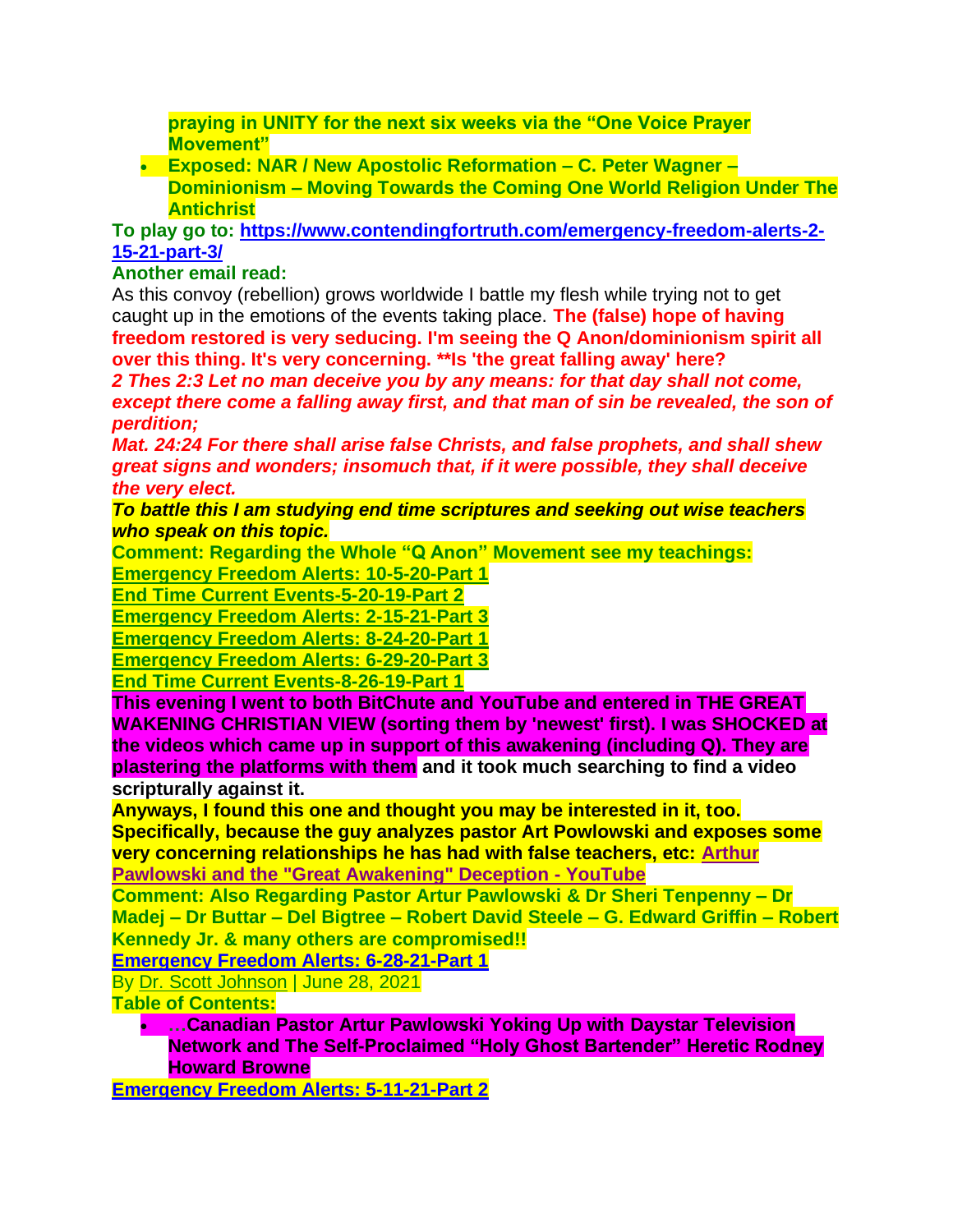- **praying in UNITY for the next six weeks via the "One Voice Prayer Movement"**
- **Exposed: NAR / New Apostolic Reformation – C. Peter Wagner – Dominionism – Moving Towards the Coming One World Religion Under The Antichrist**

**To play go to: https://www.contendingfortruth.com/emergency-freedom-alerts-2-15-21-part-3/**

**Another email read:**

As this convoy (rebellion) grows worldwide I battle my flesh while trying not to get caught up in the emotions of the events taking place. **The (false) hope of having freedom restored is very seducing. I'm seeing the Q Anon/dominionism spirit all over this thing. It's very concerning. **Is 'the great falling away' here?**

***2 Thes 2:3 Let no man deceive you by any means: for that day shall not come, except there come a falling away first, and that man of sin be revealed, the son of perdition;***

***Mat. 24:24 For there shall arise false Christs, and false prophets, and shall shew great signs and wonders; insomuch that, if it were possible, they shall deceive the very elect.***

***To battle this I am studying end time scriptures and seeking out wise teachers who speak on this topic.***

**Comment: Regarding the Whole "Q Anon" Movement see my teachings:**

**Emergency Freedom Alerts: 10-5-20-Part 1**

**End Time Current Events-5-20-19-Part 2**

**Emergency Freedom Alerts: 2-15-21-Part 3**

**Emergency Freedom Alerts: 8-24-20-Part 1**

**Emergency Freedom Alerts: 6-29-20-Part 3**

**End Time Current Events-8-26-19-Part 1**

**This evening I went to both BitChute and YouTube and entered in THE GREAT WAKENING CHRISTIAN VIEW (sorting them by 'newest' first). I was SHOCKED at the videos which came up in support of this awakening (including Q). They are plastering the platforms with them and it took much searching to find a video scripturally against it.**

**Anyways, I found this one and thought you may be interested in it, too. Specifically, because the guy analyzes pastor Art Powlowski and exposes some very concerning relationships he has had with false teachers, etc: Arthur Pawlowski and the "Great Awakening" Deception - YouTube**

**Comment: Also Regarding Pastor Artur Pawlowski & Dr Sheri Tenpenny – Dr Madej – Dr Buttar – Del Bigtree – Robert David Steele – G. Edward Griffin – Robert Kennedy Jr. & many others are compromised!!**

**Emergency Freedom Alerts: 6-28-21-Part 1**

By Dr. Scott Johnson | June 28, 2021

**Table of Contents:**

- **…Canadian Pastor Artur Pawlowski Yoking Up with Daystar Television Network and The Self-Proclaimed "Holy Ghost Bartender" Heretic Rodney Howard Browne**

**Emergency Freedom Alerts: 5-11-21-Part 2**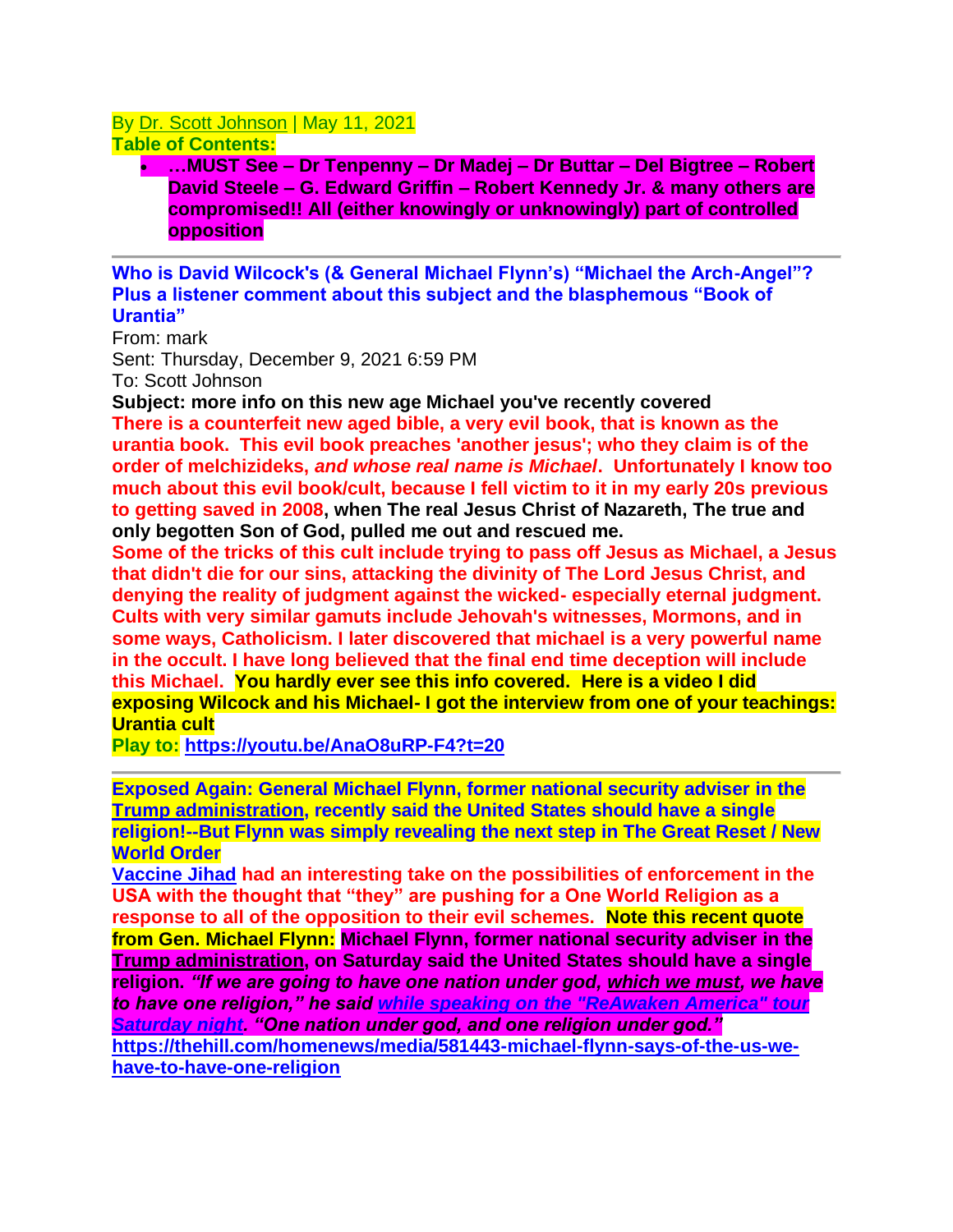By Dr. Scott Johnson | May 11, 2021

**Table of Contents:**

- **…MUST See – Dr Tenpenny – Dr Madej – Dr Buttar – Del Bigtree – Robert David Steele – G. Edward Griffin – Robert Kennedy Jr. & many others are compromised!! All (either knowingly or unknowingly) part of controlled opposition**

---

**Who is David Wilcock's (& General Michael Flynn's) "Michael the Arch-Angel"? Plus a listener comment about this subject and the blasphemous "Book of Urantia"**

From: mark
Sent: Thursday, December 9, 2021 6:59 PM
To: Scott Johnson

**Subject: more info on this new age Michael you've recently covered**

**There is a counterfeit new aged bible, a very evil book, that is known as the urantia book. This evil book preaches 'another jesus'; who they claim is of the order of melchizideks, *and whose real name is Michael*. Unfortunately I know too much about this evil book/cult, because I fell victim to it in my early 20s previous to getting saved in 2008, when The real Jesus Christ of Nazareth, The true and only begotten Son of God, pulled me out and rescued me.**

**Some of the tricks of this cult include trying to pass off Jesus as Michael, a Jesus that didn't die for our sins, attacking the divinity of The Lord Jesus Christ, and denying the reality of judgment against the wicked- especially eternal judgment. Cults with very similar gamuts include Jehovah's witnesses, Mormons, and in some ways, Catholicism. I later discovered that michael is a very powerful name in the occult. I have long believed that the final end time deception will include this Michael. You hardly ever see this info covered. Here is a video I did exposing Wilcock and his Michael- I got the interview from one of your teachings: Urantia cult**

**Play to: https://youtu.be/AnaO8uRP-F4?t=20**

---

**Exposed Again: General Michael Flynn, former national security adviser in the Trump administration, recently said the United States should have a single religion!--But Flynn was simply revealing the next step in The Great Reset / New World Order**

**Vaccine Jihad had an interesting take on the possibilities of enforcement in the USA with the thought that "they" are pushing for a One World Religion as a response to all of the opposition to their evil schemes. Note this recent quote from Gen. Michael Flynn: Michael Flynn, former national security adviser in the Trump administration, on Saturday said the United States should have a single religion. *"If we are going to have one nation under god, which we must, we have to have one religion," he said while speaking on the "ReAwaken America" tour Saturday night. "One nation under god, and one religion under god."***

**https://thehill.com/homenews/media/581443-michael-flynn-says-of-the-us-we-have-to-have-one-religion**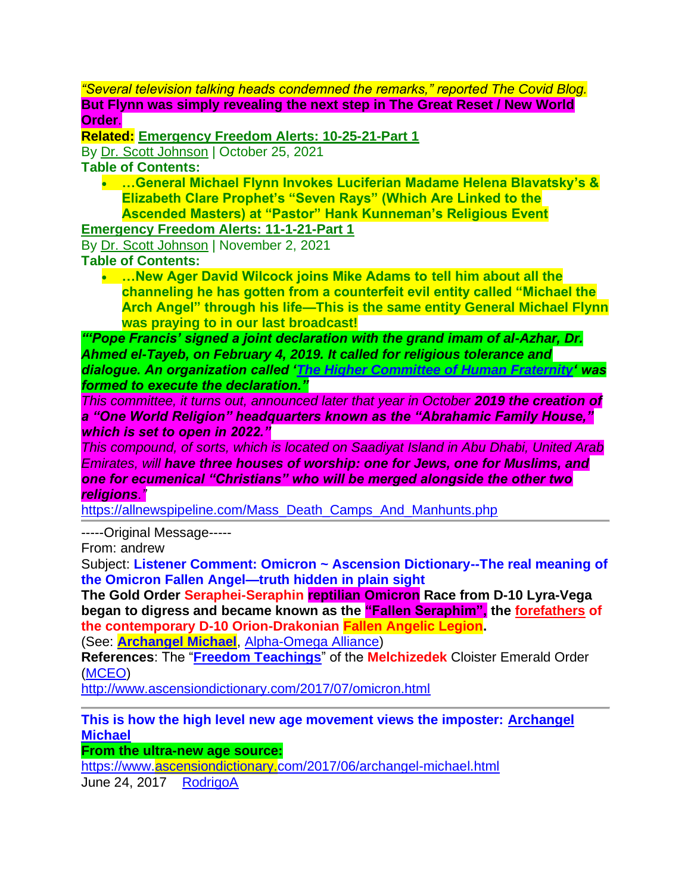*"Several television talking heads condemned the remarks," reported The Covid Blog.*
**But Flynn was simply revealing the next step in The Great Reset / New World Order.**

**Related:** **Emergency Freedom Alerts: 10-25-21-Part 1**
By Dr. Scott Johnson | October 25, 2021
**Table of Contents:**

- **…General Michael Flynn Invokes Luciferian Madame Helena Blavatsky's & Elizabeth Clare Prophet's "Seven Rays" (Which Are Linked to the Ascended Masters) at "Pastor" Hank Kunneman's Religious Event**

**Emergency Freedom Alerts: 11-1-21-Part 1**
By Dr. Scott Johnson | November 2, 2021
**Table of Contents:**

- **…New Ager David Wilcock joins Mike Adams to tell him about all the channeling he has gotten from a counterfeit evil entity called "Michael the Arch Angel" through his life—This is the same entity General Michael Flynn was praying to in our last broadcast!**

***"'Pope Francis' signed a joint declaration with the grand imam of al-Azhar, Dr. Ahmed el-Tayeb, on February 4, 2019. It called for religious tolerance and dialogue. An organization called 'The Higher Committee of Human Fraternity' was formed to execute the declaration."***

*This committee, it turns out, announced later that year in October **2019 the creation of a "One World Religion" headquarters known as the "Abrahamic Family House," which is set to open in 2022."***

*This compound, of sorts, which is located on Saadiyat Island in Abu Dhabi, United Arab Emirates, will **have three houses of worship: one for Jews, one for Muslims, and one for ecumenical "Christians" who will be merged alongside the other two religions**."*

https://allnewspipeline.com/Mass_Death_Camps_And_Manhunts.php

---

-----Original Message-----
From: andrew
Subject: **Listener Comment: Omicron ~ Ascension Dictionary--The real meaning of the Omicron Fallen Angel—truth hidden in plain sight**

**The Gold Order Seraphei-Seraphin reptilian Omicron Race from D-10 Lyra-Vega began to digress and became known as the "Fallen Seraphim", the forefathers of the contemporary D-10 Orion-Drakonian Fallen Angelic Legion.**

(See: **Archangel Michael**, Alpha-Omega Alliance)

**References**: The "**Freedom Teachings**" of the **Melchizedek** Cloister Emerald Order (MCEO)

http://www.ascensiondictionary.com/2017/07/omicron.html

---

**This is how the high level new age movement views the imposter: Archangel Michael**

**From the ultra-new age source:**

https://www.ascensiondictionary.com/2017/06/archangel-michael.html

June 24, 2017 RodrigoA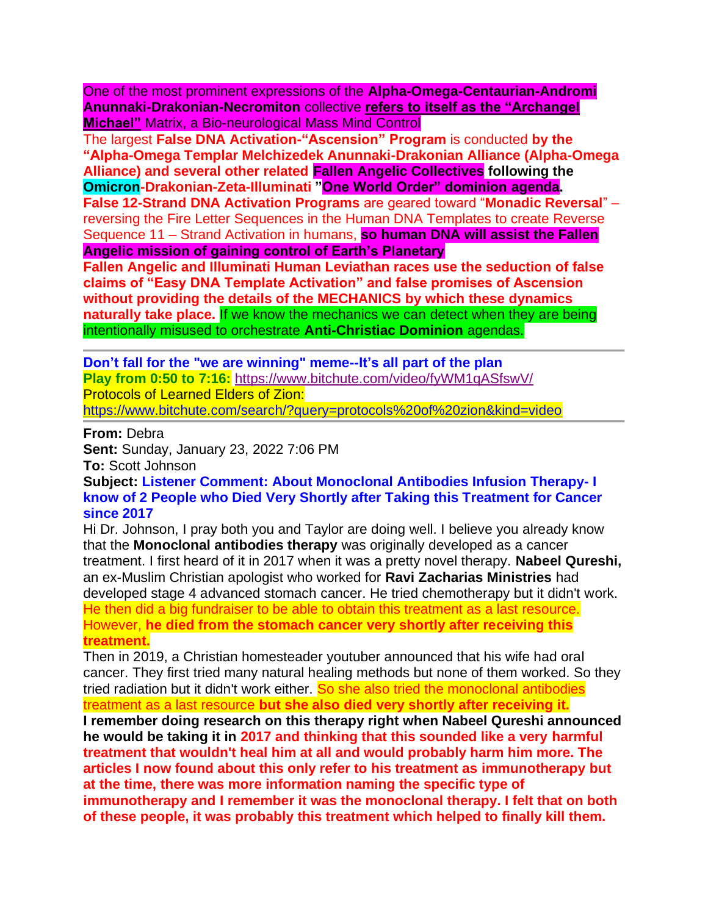One of the most prominent expressions of the **Alpha-Omega-Centaurian-Andromi Anunnaki-Drakonian-Necromiton** collective **refers to itself as the "Archangel Michael"** Matrix, a Bio-neurological Mass Mind Control

The largest **False DNA Activation-"Ascension" Program** is conducted **by the "Alpha-Omega Templar Melchizedek Anunnaki-Drakonian Alliance (Alpha-Omega Alliance) and several other related Fallen Angelic Collectives following the Omicron-Drakonian-Zeta-Illuminati "One World Order" dominion agenda.**

**False 12-Strand DNA Activation Programs** are geared toward "**Monadic Reversal**" – reversing the Fire Letter Sequences in the Human DNA Templates to create Reverse Sequence 11 – Strand Activation in humans, **so human DNA will assist the Fallen Angelic mission of gaining control of Earth's Planetary**

**Fallen Angelic and Illuminati Human Leviathan races use the seduction of false claims of "Easy DNA Template Activation" and false promises of Ascension without providing the details of the MECHANICS by which these dynamics naturally take place.** If we know the mechanics we can detect when they are being intentionally misused to orchestrate **Anti-Christiac Dominion** agendas.

---

**Don't fall for the "we are winning" meme--It's all part of the plan**
**Play from 0:50 to 7:16:** https://www.bitchute.com/video/fyWM1qASfswV/
Protocols of Learned Elders of Zion:
https://www.bitchute.com/search/?query=protocols%20of%20zion&kind=video

---

**From:** Debra
**Sent:** Sunday, January 23, 2022 7:06 PM
**To:** Scott Johnson
**Subject: Listener Comment: About Monoclonal Antibodies Infusion Therapy- I know of 2 People who Died Very Shortly after Taking this Treatment for Cancer since 2017**

Hi Dr. Johnson, I pray both you and Taylor are doing well. I believe you already know that the **Monoclonal antibodies therapy** was originally developed as a cancer treatment. I first heard of it in 2017 when it was a pretty novel therapy. **Nabeel Qureshi,** an ex-Muslim Christian apologist who worked for **Ravi Zacharias Ministries** had developed stage 4 advanced stomach cancer. He tried chemotherapy but it didn't work. He then did a big fundraiser to be able to obtain this treatment as a last resource. However, **he died from the stomach cancer very shortly after receiving this treatment.**

Then in 2019, a Christian homesteader youtuber announced that his wife had oral cancer. They first tried many natural healing methods but none of them worked. So they tried radiation but it didn't work either. So she also tried the monoclonal antibodies treatment as a last resource **but she also died very shortly after receiving it.**

**I remember doing research on this therapy right when Nabeel Qureshi announced he would be taking it in 2017 and thinking that this sounded like a very harmful treatment that wouldn't heal him at all and would probably harm him more. The articles I now found about this only refer to his treatment as immunotherapy but at the time, there was more information naming the specific type of immunotherapy and I remember it was the monoclonal therapy. I felt that on both of these people, it was probably this treatment which helped to finally kill them.**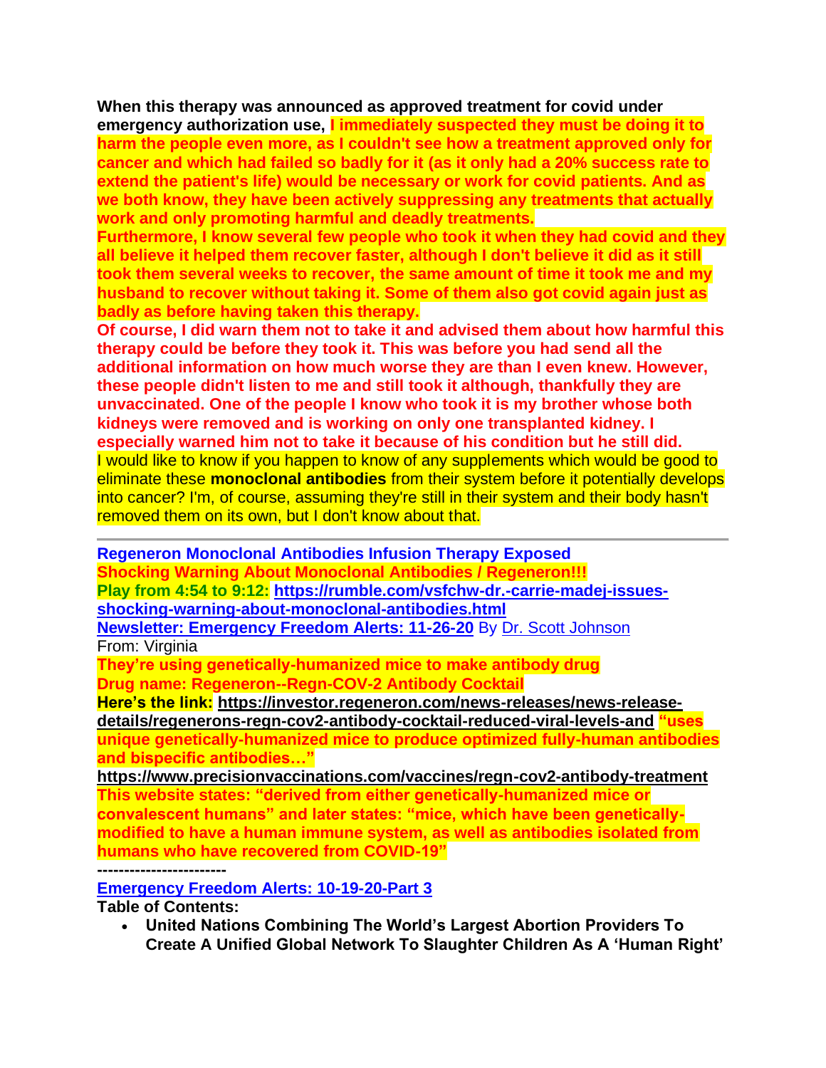**When this therapy was announced as approved treatment for covid under emergency authorization use, I immediately suspected they must be doing it to harm the people even more, as I couldn't see how a treatment approved only for cancer and which had failed so badly for it (as it only had a 20% success rate to extend the patient's life) would be necessary or work for covid patients. And as we both know, they have been actively suppressing any treatments that actually work and only promoting harmful and deadly treatments.**

**Furthermore, I know several few people who took it when they had covid and they all believe it helped them recover faster, although I don't believe it did as it still took them several weeks to recover, the same amount of time it took me and my husband to recover without taking it. Some of them also got covid again just as badly as before having taken this therapy.**

**Of course, I did warn them not to take it and advised them about how harmful this therapy could be before they took it. This was before you had send all the additional information on how much worse they are than I even knew. However, these people didn't listen to me and still took it although, thankfully they are unvaccinated. One of the people I know who took it is my brother whose both kidneys were removed and is working on only one transplanted kidney. I especially warned him not to take it because of his condition but he still did.**

I would like to know if you happen to know of any supplements which would be good to eliminate these **monoclonal antibodies** from their system before it potentially develops into cancer? I'm, of course, assuming they're still in their system and their body hasn't removed them on its own, but I don't know about that.

---

**Regeneron Monoclonal Antibodies Infusion Therapy Exposed**

**Shocking Warning About Monoclonal Antibodies / Regeneron!!!**

**Play from 4:54 to 9:12: https://rumble.com/vsfchw-dr.-carrie-madej-issues-shocking-warning-about-monoclonal-antibodies.html**

**Newsletter: Emergency Freedom Alerts: 11-26-20** By Dr. Scott Johnson

From: Virginia

**They're using genetically-humanized mice to make antibody drug**

**Drug name: Regeneron--Regn-COV-2 Antibody Cocktail**

**Here's the link: https://investor.regeneron.com/news-releases/news-release-details/regenerons-regn-cov2-antibody-cocktail-reduced-viral-levels-and "uses unique genetically-humanized mice to produce optimized fully-human antibodies and bispecific antibodies…"**

**https://www.precisionvaccinations.com/vaccines/regn-cov2-antibody-treatment**

**This website states: "derived from either genetically-humanized mice or convalescent humans" and later states: "mice, which have been genetically-modified to have a human immune system, as well as antibodies isolated from humans who have recovered from COVID-19"**

**------------------------**

**Emergency Freedom Alerts: 10-19-20-Part 3**

**Table of Contents:**

- **United Nations Combining The World's Largest Abortion Providers To Create A Unified Global Network To Slaughter Children As A 'Human Right'**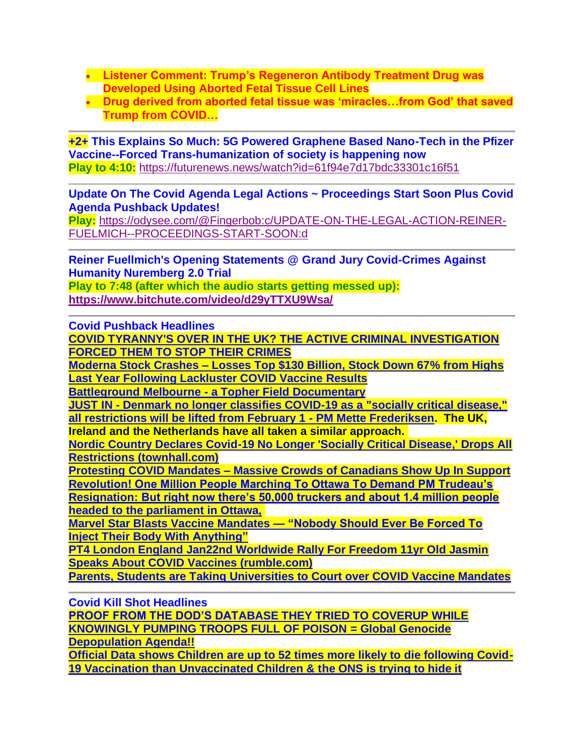- **Listener Comment: Trump's Regeneron Antibody Treatment Drug was Developed Using Aborted Fetal Tissue Cell Lines**
- **Drug derived from aborted fetal tissue was 'miracles…from God' that saved Trump from COVID…**

---

**+2+ This Explains So Much: 5G Powered Graphene Based Nano-Tech in the Pfizer Vaccine--Forced Trans-humanization of society is happening now**
**Play to 4:10:** https://futurenews.news/watch?id=61f94e7d17bdc33301c16f51

---

**Update On The Covid Agenda Legal Actions ~ Proceedings Start Soon Plus Covid Agenda Pushback Updates!**
**Play:** https://odysee.com/@Fingerbob:c/UPDATE-ON-THE-LEGAL-ACTION-REINER-FUELMICH--PROCEEDINGS-START-SOON:d

---

**Reiner Fuellmich's Opening Statements @ Grand Jury Covid-Crimes Against Humanity Nuremberg 2.0 Trial**
**Play to 7:48 (after which the audio starts getting messed up):**
**https://www.bitchute.com/video/d29yTTXU9Wsa/**

---

**Covid Pushback Headlines**
**COVID TYRANNY'S OVER IN THE UK? THE ACTIVE CRIMINAL INVESTIGATION FORCED THEM TO STOP THEIR CRIMES**
**Moderna Stock Crashes – Losses Top $130 Billion, Stock Down 67% from Highs Last Year Following Lackluster COVID Vaccine Results**
**Battleground Melbourne - a Topher Field Documentary**
**JUST IN - Denmark no longer classifies COVID-19 as a "socially critical disease," all restrictions will be lifted from February 1 - PM Mette Frederiksen. The UK, Ireland and the Netherlands have all taken a similar approach.**
**Nordic Country Declares Covid-19 No Longer 'Socially Critical Disease,' Drops All Restrictions (townhall.com)**
**Protesting COVID Mandates – Massive Crowds of Canadians Show Up In Support**
**Revolution! One Million People Marching To Ottawa To Demand PM Trudeau's Resignation: But right now there's 50,000 truckers and about 1.4 million people headed to the parliament in Ottawa,**
**Marvel Star Blasts Vaccine Mandates — "Nobody Should Ever Be Forced To Inject Their Body With Anything"**
**PT4 London England Jan22nd Worldwide Rally For Freedom 11yr Old Jasmin Speaks About COVID Vaccines (rumble.com)**
**Parents, Students are Taking Universities to Court over COVID Vaccine Mandates**

---

**Covid Kill Shot Headlines**
**PROOF FROM THE DOD'S DATABASE THEY TRIED TO COVERUP WHILE KNOWINGLY PUMPING TROOPS FULL OF POISON = Global Genocide Depopulation Agenda!!**
**Official Data shows Children are up to 52 times more likely to die following Covid-19 Vaccination than Unvaccinated Children & the ONS is trying to hide it**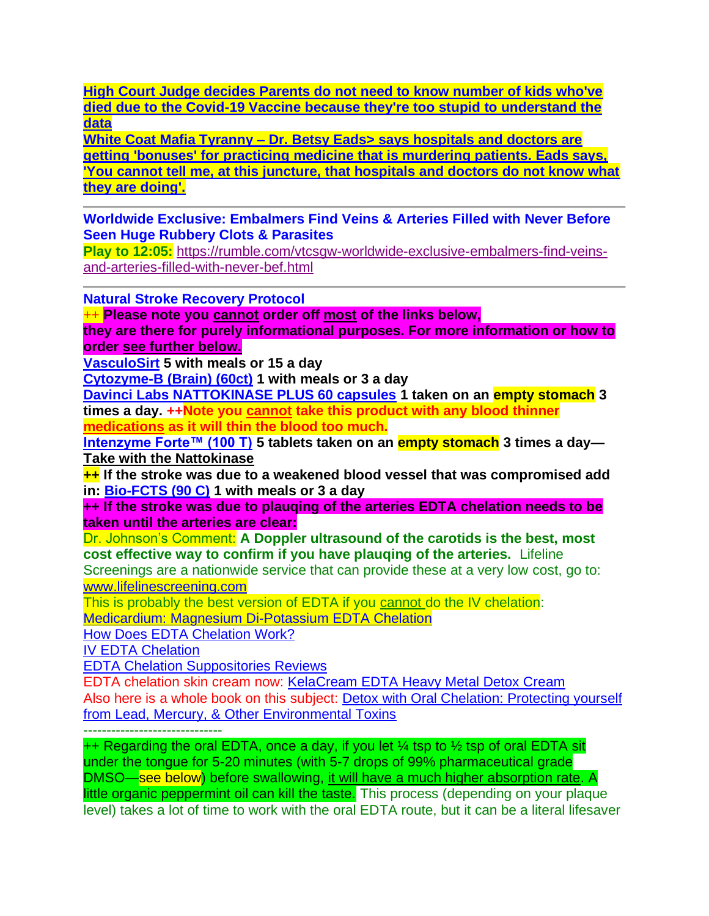**High Court Judge decides Parents do not need to know number of kids who've died due to the Covid-19 Vaccine because they're too stupid to understand the data**

**White Coat Mafia Tyranny – Dr. Betsy Eads> says hospitals and doctors are getting 'bonuses' for practicing medicine that is murdering patients. Eads says, 'You cannot tell me, at this juncture, that hospitals and doctors do not know what they are doing'.**

---

**Worldwide Exclusive: Embalmers Find Veins & Arteries Filled with Never Before Seen Huge Rubbery Clots & Parasites**

**Play to 12:05:** https://rumble.com/vtcsgw-worldwide-exclusive-embalmers-find-veins-and-arteries-filled-with-never-bef.html

---

**Natural Stroke Recovery Protocol**

++ **Please note you cannot order off most of the links below, they are there for purely informational purposes. For more information or how to order see further below.**

**VasculoSirt 5 with meals or 15 a day**

**Cytozyme-B (Brain) (60ct) 1 with meals or 3 a day**

**Davinci Labs NATTOKINASE PLUS 60 capsules 1 taken on an empty stomach 3 times a day. ++Note you cannot take this product with any blood thinner medications as it will thin the blood too much.**

**Intenzyme Forte™ (100 T) 5 tablets taken on an empty stomach 3 times a day— Take with the Nattokinase**

**++ If the stroke was due to a weakened blood vessel that was compromised add in: Bio-FCTS (90 C) 1 with meals or 3 a day**

**++ If the stroke was due to plauqing of the arteries EDTA chelation needs to be taken until the arteries are clear:**

Dr. Johnson's Comment: **A Doppler ultrasound of the carotids is the best, most cost effective way to confirm if you have plauqing of the arteries.** Lifeline Screenings are a nationwide service that can provide these at a very low cost, go to: www.lifelinescreening.com

This is probably the best version of EDTA if you cannot do the IV chelation:
Medicardium: Magnesium Di-Potassium EDTA Chelation
How Does EDTA Chelation Work?
IV EDTA Chelation
EDTA Chelation Suppositories Reviews
EDTA chelation skin cream now: KelaCream EDTA Heavy Metal Detox Cream
Also here is a whole book on this subject: Detox with Oral Chelation: Protecting yourself from Lead, Mercury, & Other Environmental Toxins

------------------------------

++ Regarding the oral EDTA, once a day, if you let ¼ tsp to ½ tsp of oral EDTA sit under the tongue for 5-20 minutes (with 5-7 drops of 99% pharmaceutical grade DMSO—see below) before swallowing, it will have a much higher absorption rate. A little organic peppermint oil can kill the taste. This process (depending on your plaque level) takes a lot of time to work with the oral EDTA route, but it can be a literal lifesaver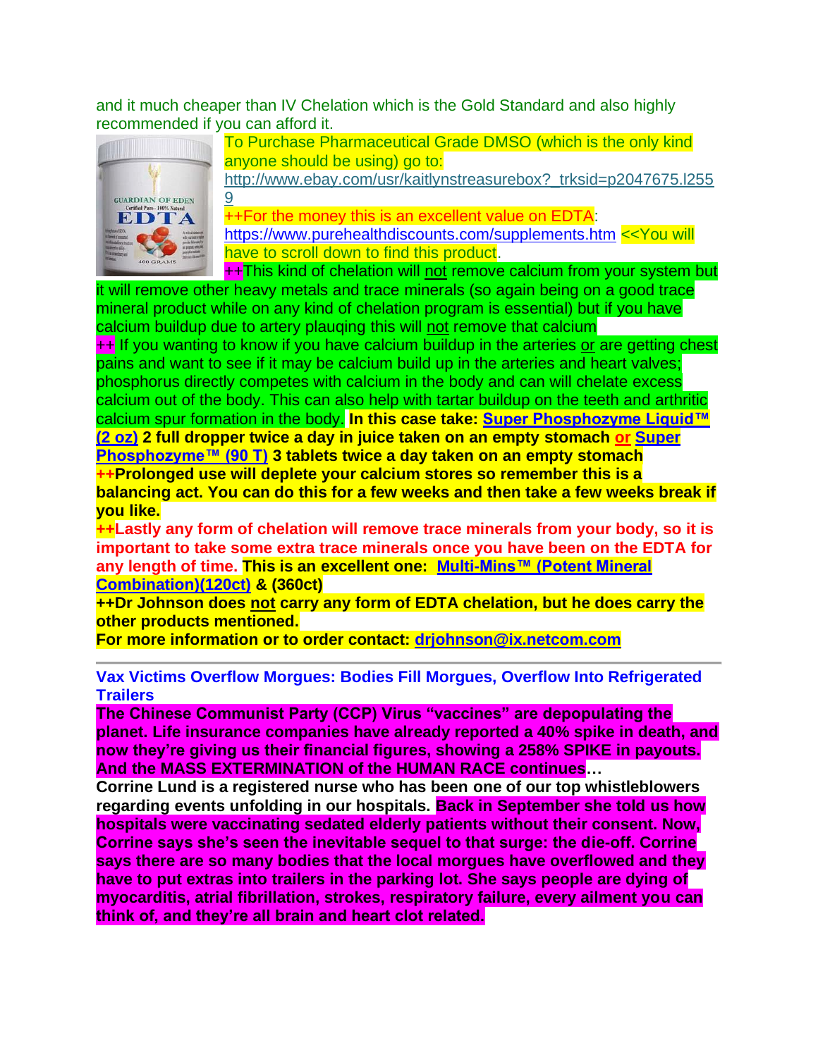and it much cheaper than IV Chelation which is the Gold Standard and also highly recommended if you can afford it.

To Purchase Pharmaceutical Grade DMSO (which is the only kind anyone should be using) go to: http://www.ebay.com/usr/kaitlynstreasurebox?_trksid=p2047675.l2559

++For the money this is an excellent value on EDTA: https://www.purehealthdiscounts.com/supplements.htm <<You will have to scroll down to find this product.

++This kind of chelation will not remove calcium from your system but it will remove other heavy metals and trace minerals (so again being on a good trace mineral product while on any kind of chelation program is essential) but if you have calcium buildup due to artery plauqing this will not remove that calcium

++ If you wanting to know if you have calcium buildup in the arteries or are getting chest pains and want to see if it may be calcium build up in the arteries and heart valves; phosphorus directly competes with calcium in the body and can will chelate excess calcium out of the body. This can also help with tartar buildup on the teeth and arthritic calcium spur formation in the body. **In this case take: Super Phosphozyme Liquid™ (2 oz) 2 full dropper twice a day in juice taken on an empty stomach or Super Phosphozyme™ (90 T) 3 tablets twice a day taken on an empty stomach**

**++Prolonged use will deplete your calcium stores so remember this is a balancing act. You can do this for a few weeks and then take a few weeks break if you like.**

**++Lastly any form of chelation will remove trace minerals from your body, so it is important to take some extra trace minerals once you have been on the EDTA for any length of time. This is an excellent one: Multi-Mins™ (Potent Mineral Combination)(120ct) & (360ct)**

**++Dr Johnson does not carry any form of EDTA chelation, but he does carry the other products mentioned.**

**For more information or to order contact: drjohnson@ix.netcom.com**

---

**Vax Victims Overflow Morgues: Bodies Fill Morgues, Overflow Into Refrigerated Trailers**

**The Chinese Communist Party (CCP) Virus "vaccines" are depopulating the planet. Life insurance companies have already reported a 40% spike in death, and now they're giving us their financial figures, showing a 258% SPIKE in payouts. And the MASS EXTERMINATION of the HUMAN RACE continues…**

**Corrine Lund is a registered nurse who has been one of our top whistleblowers regarding events unfolding in our hospitals. Back in September she told us how hospitals were vaccinating sedated elderly patients without their consent. Now, Corrine says she's seen the inevitable sequel to that surge: the die-off. Corrine says there are so many bodies that the local morgues have overflowed and they have to put extras into trailers in the parking lot. She says people are dying of myocarditis, atrial fibrillation, strokes, respiratory failure, every ailment you can think of, and they're all brain and heart clot related.**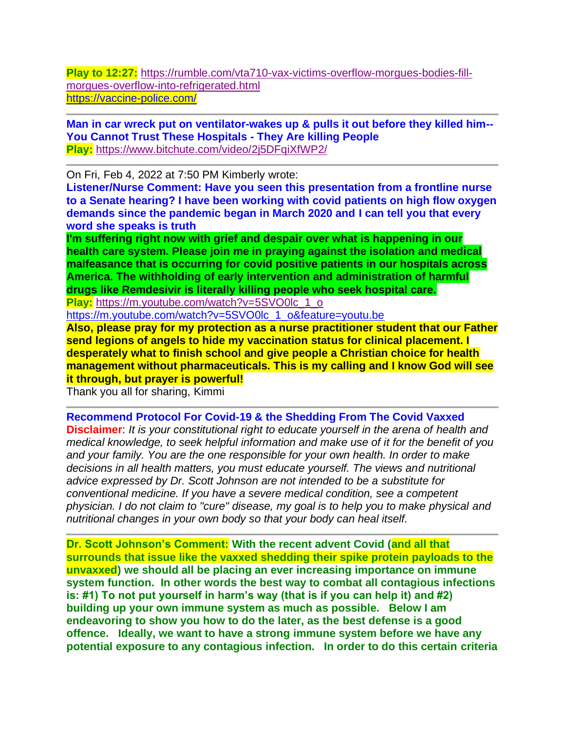**Play to 12:27:** https://rumble.com/vta710-vax-victims-overflow-morgues-bodies-fill-morgues-overflow-into-refrigerated.html
https://vaccine-police.com/

---

**Man in car wreck put on ventilator-wakes up & pulls it out before they killed him--You Cannot Trust These Hospitals - They Are killing People**
**Play:** https://www.bitchute.com/video/2j5DFqiXfWP2/

---

On Fri, Feb 4, 2022 at 7:50 PM Kimberly wrote:
**Listener/Nurse Comment: Have you seen this presentation from a frontline nurse to a Senate hearing? I have been working with covid patients on high flow oxygen demands since the pandemic began in March 2020 and I can tell you that every word she speaks is truth**
**I'm suffering right now with grief and despair over what is happening in our health care system. Please join me in praying against the isolation and medical malfeasance that is occurring for covid positive patients in our hospitals across America. The withholding of early intervention and administration of harmful drugs like Remdesivir is literally killing people who seek hospital care.**
**Play:** https://m.youtube.com/watch?v=5SVO0lc_1_o
https://m.youtube.com/watch?v=5SVO0lc_1_o&feature=youtu.be
**Also, please pray for my protection as a nurse practitioner student that our Father send legions of angels to hide my vaccination status for clinical placement. I desperately what to finish school and give people a Christian choice for health management without pharmaceuticals. This is my calling and I know God will see it through, but prayer is powerful!**
Thank you all for sharing, Kimmi

---

**Recommend Protocol For Covid-19 & the Shedding From The Covid Vaxxed**
**Disclaimer**: *It is your constitutional right to educate yourself in the arena of health and medical knowledge, to seek helpful information and make use of it for the benefit of you and your family. You are the one responsible for your own health. In order to make decisions in all health matters, you must educate yourself. The views and nutritional advice expressed by Dr. Scott Johnson are not intended to be a substitute for conventional medicine. If you have a severe medical condition, see a competent physician. I do not claim to "cure" disease, my goal is to help you to make physical and nutritional changes in your own body so that your body can heal itself.*

---

**Dr. Scott Johnson's Comment: With the recent advent Covid (and all that surrounds that issue like the vaxxed shedding their spike protein payloads to the unvaxxed) we should all be placing an ever increasing importance on immune system function. In other words the best way to combat all contagious infections is: #1) To not put yourself in harm's way (that is if you can help it) and #2) building up your own immune system as much as possible. Below I am endeavoring to show you how to do the later, as the best defense is a good offence. Ideally, we want to have a strong immune system before we have any potential exposure to any contagious infection. In order to do this certain criteria**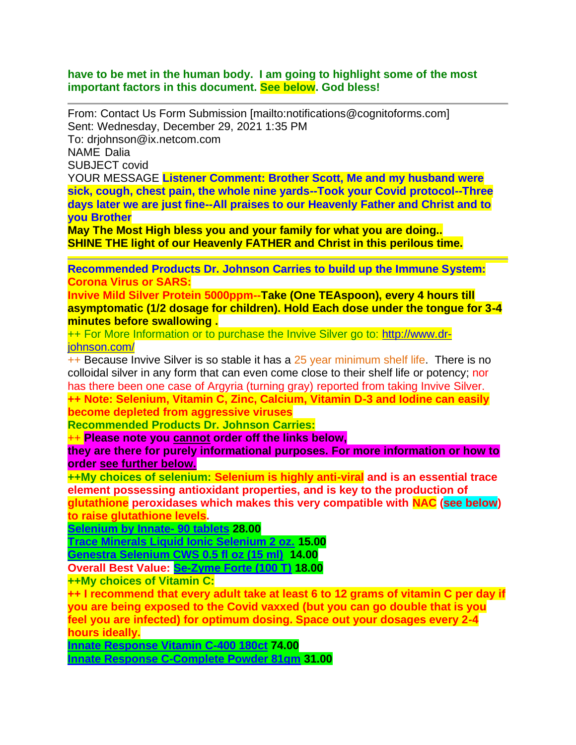**have to be met in the human body. I am going to highlight some of the most important factors in this document. See below. God bless!**

---

From: Contact Us Form Submission [mailto:notifications@cognitoforms.com]
Sent: Wednesday, December 29, 2021 1:35 PM
To: drjohnson@ix.netcom.com
NAME Dalia
SUBJECT covid
YOUR MESSAGE **Listener Comment: Brother Scott, Me and my husband were sick, cough, chest pain, the whole nine yards--Took your Covid protocol--Three days later we are just fine--All praises to our Heavenly Father and Christ and to you Brother**
**May The Most High bless you and your family for what you are doing..**
**SHINE THE light of our Heavenly FATHER and Christ in this perilous time.**

---

**Recommended Products Dr. Johnson Carries to build up the Immune System:**
**Corona Virus or SARS:**
**Invive Mild Silver Protein 5000ppm--Take (One TEAspoon), every 4 hours till asymptomatic (1/2 dosage for children). Hold Each dose under the tongue for 3-4 minutes before swallowing .**
++ For More Information or to purchase the Invive Silver go to: http://www.dr-johnson.com/
++ Because Invive Silver is so stable it has a 25 year minimum shelf life. There is no colloidal silver in any form that can even come close to their shelf life or potency; nor has there been one case of Argyria (turning gray) reported from taking Invive Silver.
**++ Note: Selenium, Vitamin C, Zinc, Calcium, Vitamin D-3 and Iodine can easily become depleted from aggressive viruses**
**Recommended Products Dr. Johnson Carries:**
++ **Please note you cannot order off the links below, they are there for purely informational purposes. For more information or how to order see further below.**
**++My choices of selenium: Selenium is highly anti-viral and is an essential trace element possessing antioxidant properties, and is key to the production of glutathione peroxidases which makes this very compatible with NAC (see below) to raise glutathione levels.**
**Selenium by Innate- 90 tablets 28.00**
**Trace Minerals Liquid Ionic Selenium 2 oz. 15.00**
**Genestra Selenium CWS 0.5 fl oz (15 ml) 14.00**
**Overall Best Value: Se-Zyme Forte (100 T) 18.00**
**++My choices of Vitamin C:**
**++ I recommend that every adult take at least 6 to 12 grams of vitamin C per day if you are being exposed to the Covid vaxxed (but you can go double that is you feel you are infected) for optimum dosing. Space out your dosages every 2-4 hours ideally.**
**Innate Response Vitamin C-400 180ct 74.00**
**Innate Response C-Complete Powder 81gm 31.00**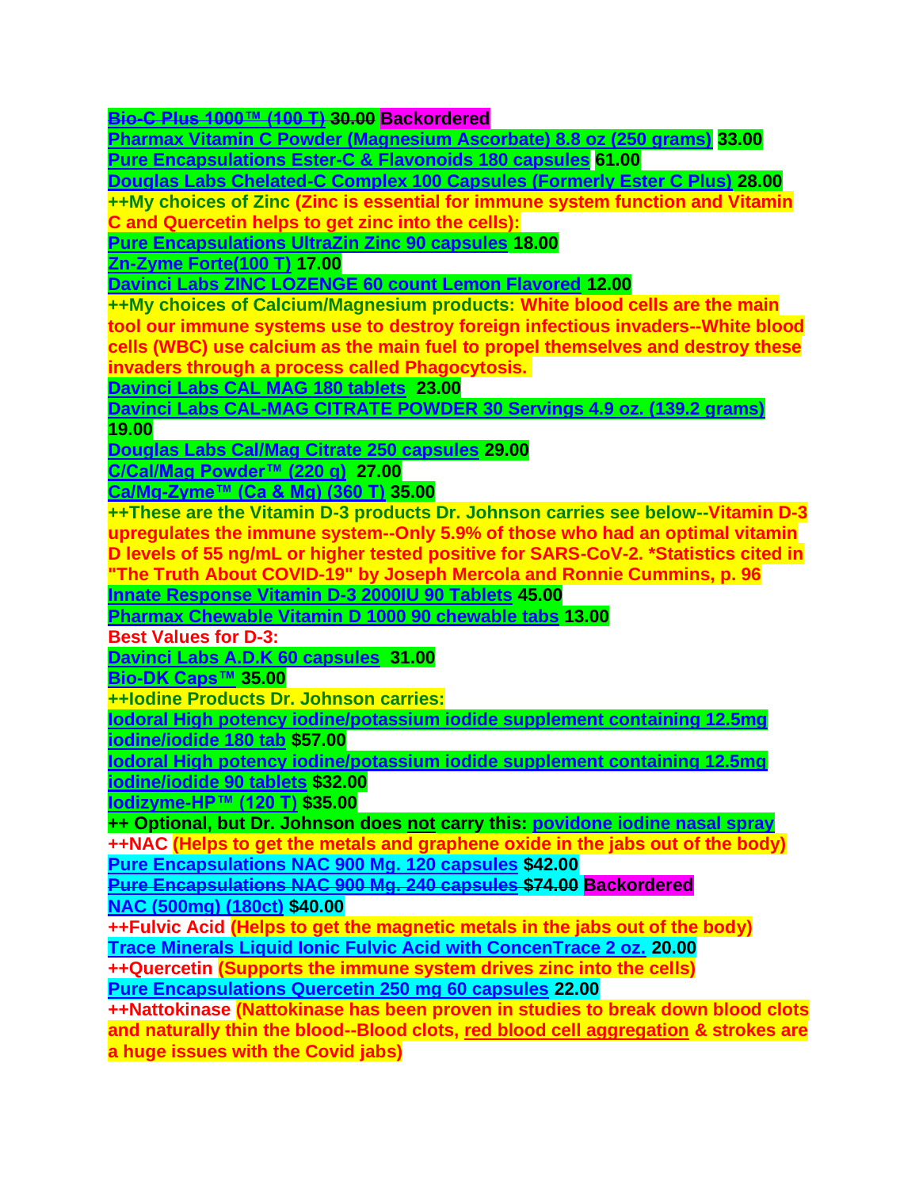~~Bio-C Plus 1000™ (100 T) 30.00~~ **Backordered**

Pharmax Vitamin C Powder (Magnesium Ascorbate) 8.8 oz (250 grams) **33.00**

Pure Encapsulations Ester-C & Flavonoids 180 capsules **61.00**

Douglas Labs Chelated-C Complex 100 Capsules (Formerly Ester C Plus) **28.00**

**++My choices of Zinc (Zinc is essential for immune system function and Vitamin C and Quercetin helps to get zinc into the cells):**

Pure Encapsulations UltraZin Zinc 90 capsules **18.00**

Zn-Zyme Forte(100 T) **17.00**

Davinci Labs ZINC LOZENGE 60 count Lemon Flavored **12.00**

**++My choices of Calcium/Magnesium products: White blood cells are the main tool our immune systems use to destroy foreign infectious invaders--White blood cells (WBC) use calcium as the main fuel to propel themselves and destroy these invaders through a process called Phagocytosis.**

Davinci Labs CAL MAG 180 tablets **23.00**

Davinci Labs CAL-MAG CITRATE POWDER 30 Servings 4.9 oz. (139.2 grams) **19.00**

Douglas Labs Cal/Mag Citrate 250 capsules **29.00**

C/Cal/Mag Powder™ (220 g) **27.00**

Ca/Mg-Zyme™ (Ca & Mg) (360 T) **35.00**

**++These are the Vitamin D-3 products Dr. Johnson carries see below--Vitamin D-3 upregulates the immune system--Only 5.9% of those who had an optimal vitamin D levels of 55 ng/mL or higher tested positive for SARS-CoV-2. *Statistics cited in "The Truth About COVID-19" by Joseph Mercola and Ronnie Cummins, p. 96**

Innate Response Vitamin D-3 2000IU 90 Tablets **45.00**

Pharmax Chewable Vitamin D 1000 90 chewable tabs **13.00**

**Best Values for D-3:**

Davinci Labs A.D.K 60 capsules **31.00**

Bio-DK Caps™ **35.00**

**++Iodine Products Dr. Johnson carries:**

Iodoral High potency iodine/potassium iodide supplement containing 12.5mg iodine/iodide 180 tab **$57.00**

Iodoral High potency iodine/potassium iodide supplement containing 12.5mg iodine/iodide 90 tablets **$32.00**

Iodizyme-HP™ (120 T) **$35.00**

**++ Optional, but Dr. Johnson does not carry this:** povidone iodine nasal spray

**++NAC (Helps to get the metals and graphene oxide in the jabs out of the body)**

Pure Encapsulations NAC 900 Mg. 120 capsules **$42.00**

~~Pure Encapsulations NAC 900 Mg. 240 capsules $74.00~~ **Backordered**

NAC (500mg) (180ct) **$40.00**

**++Fulvic Acid (Helps to get the magnetic metals in the jabs out of the body)**

Trace Minerals Liquid Ionic Fulvic Acid with ConcenTrace 2 oz. **20.00**

**++Quercetin (Supports the immune system drives zinc into the cells)**

Pure Encapsulations Quercetin 250 mg 60 capsules **22.00**

**++Nattokinase (Nattokinase has been proven in studies to break down blood clots and naturally thin the blood--Blood clots, red blood cell aggregation & strokes are a huge issues with the Covid jabs)**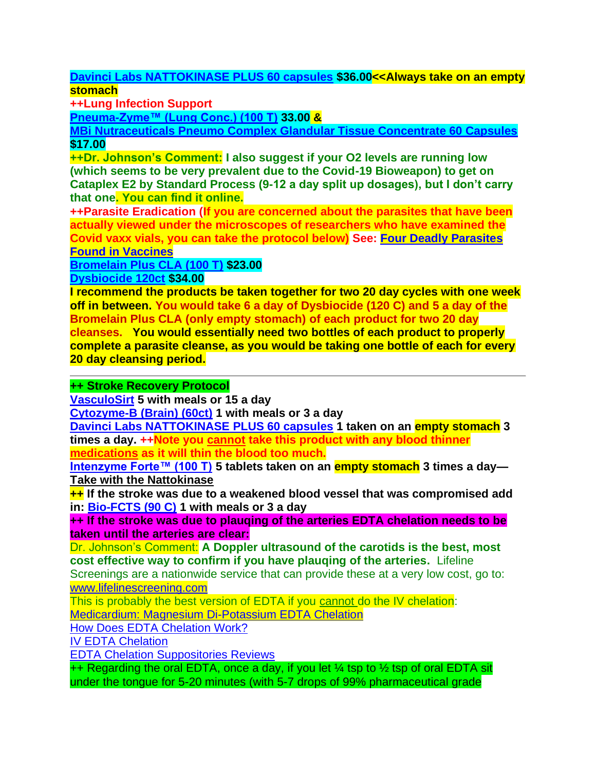**Davinci Labs NATTOKINASE PLUS 60 capsules $36.00<<Always take on an empty stomach**

**++Lung Infection Support**

**Pneuma-Zyme™ (Lung Conc.) (100 T) 33.00 &**

**MBi Nutraceuticals Pneumo Complex Glandular Tissue Concentrate 60 Capsules $17.00**

**++Dr. Johnson's Comment: I also suggest if your O2 levels are running low (which seems to be very prevalent due to the Covid-19 Bioweapon) to get on Cataplex E2 by Standard Process (9-12 a day split up dosages), but I don't carry that one. You can find it online.**

**++Parasite Eradication (If you are concerned about the parasites that have been actually viewed under the microscopes of researchers who have examined the Covid vaxx vials, you can take the protocol below) See: Four Deadly Parasites Found in Vaccines**

**Bromelain Plus CLA (100 T) $23.00**

**Dysbiocide 120ct $34.00**

**I recommend the products be taken together for two 20 day cycles with one week off in between. You would take 6 a day of Dysbiocide (120 C) and 5 a day of the Bromelain Plus CLA (only empty stomach) of each product for two 20 day cleanses. You would essentially need two bottles of each product to properly complete a parasite cleanse, as you would be taking one bottle of each for every 20 day cleansing period.**

---

**++ Stroke Recovery Protocol**

**VasculoSirt 5 with meals or 15 a day**

**Cytozyme-B (Brain) (60ct) 1 with meals or 3 a day**

**Davinci Labs NATTOKINASE PLUS 60 capsules 1 taken on an empty stomach 3 times a day. ++Note you cannot take this product with any blood thinner medications as it will thin the blood too much.**

**Intenzyme Forte™ (100 T) 5 tablets taken on an empty stomach 3 times a day— Take with the Nattokinase**

**++ If the stroke was due to a weakened blood vessel that was compromised add in: Bio-FCTS (90 C) 1 with meals or 3 a day**

**++ If the stroke was due to plauqing of the arteries EDTA chelation needs to be taken until the arteries are clear:**

Dr. Johnson's Comment: **A Doppler ultrasound of the carotids is the best, most cost effective way to confirm if you have plauqing of the arteries.** Lifeline Screenings are a nationwide service that can provide these at a very low cost, go to: www.lifelinescreening.com

This is probably the best version of EDTA if you cannot do the IV chelation:
Medicardium: Magnesium Di-Potassium EDTA Chelation
How Does EDTA Chelation Work?
IV EDTA Chelation
EDTA Chelation Suppositories Reviews

++ Regarding the oral EDTA, once a day, if you let ¼ tsp to ½ tsp of oral EDTA sit under the tongue for 5-20 minutes (with 5-7 drops of 99% pharmaceutical grade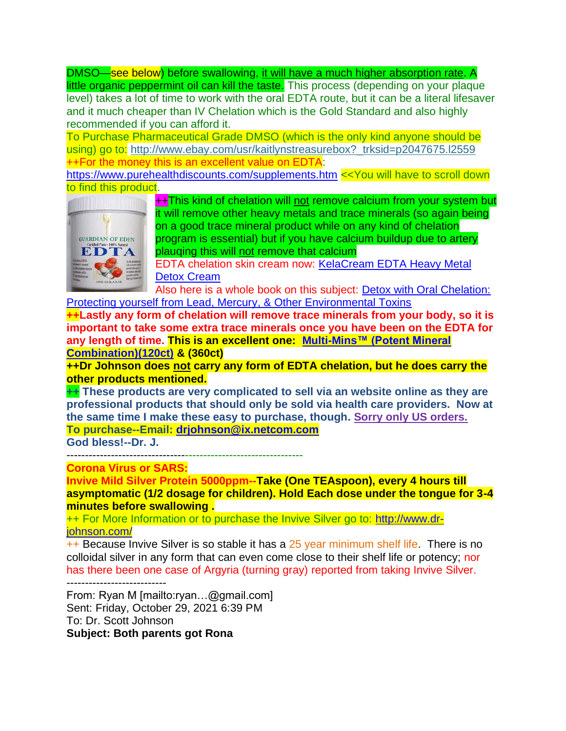DMSO—see below) before swallowing, it will have a much higher absorption rate. A little organic peppermint oil can kill the taste. This process (depending on your plaque level) takes a lot of time to work with the oral EDTA route, but it can be a literal lifesaver and it much cheaper than IV Chelation which is the Gold Standard and also highly recommended if you can afford it.

To Purchase Pharmaceutical Grade DMSO (which is the only kind anyone should be using) go to: http://www.ebay.com/usr/kaitlynstreasurebox?_trksid=p2047675.l2559

++For the money this is an excellent value on EDTA:
https://www.purehealthdiscounts.com/supplements.htm <<You will have to scroll down to find this product.

++This kind of chelation will not remove calcium from your system but it will remove other heavy metals and trace minerals (so again being on a good trace mineral product while on any kind of chelation program is essential) but if you have calcium buildup due to artery plauqing this will not remove that calcium

EDTA chelation skin cream now: KelaCream EDTA Heavy Metal Detox Cream

Also here is a whole book on this subject: Detox with Oral Chelation: Protecting yourself from Lead, Mercury, & Other Environmental Toxins

**++Lastly any form of chelation will remove trace minerals from your body, so it is important to take some extra trace minerals once you have been on the EDTA for any length of time. This is an excellent one: Multi-Mins™ (Potent Mineral Combination)(120ct) & (360ct)**

**++Dr Johnson does not carry any form of EDTA chelation, but he does carry the other products mentioned.**

**++ These products are very complicated to sell via an website online as they are professional products that should only be sold via health care providers. Now at the same time I make these easy to purchase, though. Sorry only US orders.**

**To purchase--Email: drjohnson@ix.netcom.com**

**God bless!--Dr. J.**

---

**Corona Virus or SARS:**

**Invive Mild Silver Protein 5000ppm--Take (One TEAspoon), every 4 hours till asymptomatic (1/2 dosage for children). Hold Each dose under the tongue for 3-4 minutes before swallowing .**

++ For More Information or to purchase the Invive Silver go to: http://www.dr-johnson.com/

++ Because Invive Silver is so stable it has a 25 year minimum shelf life. There is no colloidal silver in any form that can even come close to their shelf life or potency; nor has there been one case of Argyria (turning gray) reported from taking Invive Silver.

---

From: Ryan M [mailto:ryan…@gmail.com]
Sent: Friday, October 29, 2021 6:39 PM
To: Dr. Scott Johnson
**Subject: Both parents got Rona**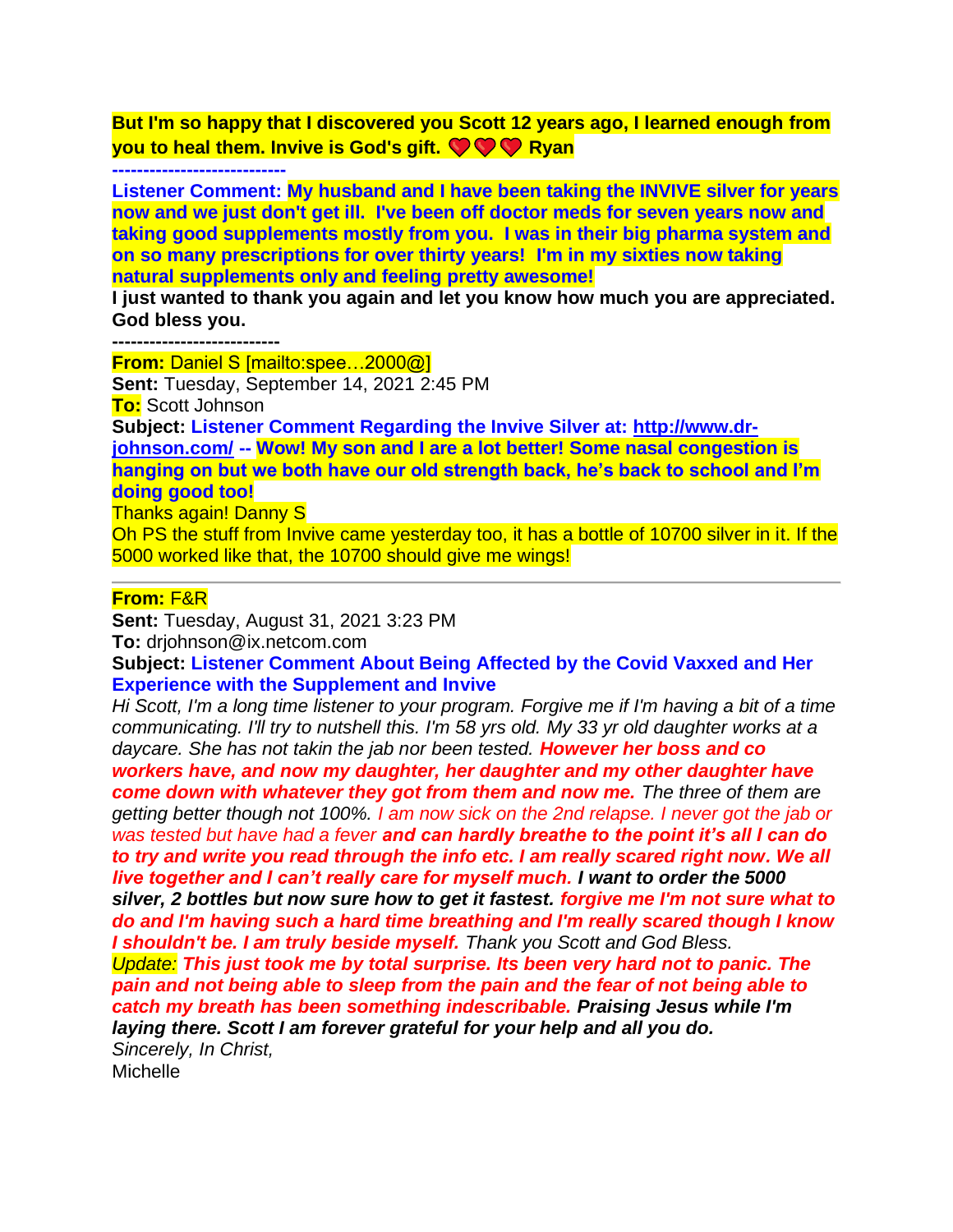**But I'm so happy that I discovered you Scott 12 years ago, I learned enough from you to heal them. Invive is God's gift. ❤️❤️❤️ Ryan**

**---------------------------**

**Listener Comment: My husband and I have been taking the INVIVE silver for years now and we just don't get ill. I've been off doctor meds for seven years now and taking good supplements mostly from you. I was in their big pharma system and on so many prescriptions for over thirty years! I'm in my sixties now taking natural supplements only and feeling pretty awesome!**

**I just wanted to thank you again and let you know how much you are appreciated. God bless you.**

**--------------------------**

**From:** Daniel S [mailto:spee…2000@]
**Sent:** Tuesday, September 14, 2021 2:45 PM
**To:** Scott Johnson
**Subject: Listener Comment Regarding the Invive Silver at: http://www.dr-johnson.com/ -- Wow! My son and I are a lot better! Some nasal congestion is hanging on but we both have our old strength back, he's back to school and I'm doing good too!**

Thanks again! Danny S

Oh PS the stuff from Invive came yesterday too, it has a bottle of 10700 silver in it. If the 5000 worked like that, the 10700 should give me wings!

---

**From:** F&R
**Sent:** Tuesday, August 31, 2021 3:23 PM
**To:** drjohnson@ix.netcom.com
**Subject: Listener Comment About Being Affected by the Covid Vaxxed and Her Experience with the Supplement and Invive**

*Hi Scott, I'm a long time listener to your program. Forgive me if I'm having a bit of a time communicating. I'll try to nutshell this. I'm 58 yrs old. My 33 yr old daughter works at a daycare. She has not takin the jab nor been tested.* ***However her boss and co workers have, and now my daughter, her daughter and my other daughter have come down with whatever they got from them and now me.*** *The three of them are getting better though not 100%. I am now sick on the 2nd relapse. I never got the jab or was tested but have had a fever* ***and can hardly breathe to the point it's all I can do to try and write you read through the info etc. I am really scared right now. We all live together and I can't really care for myself much. I want to order the 5000 silver, 2 bottles but now sure how to get it fastest. forgive me I'm not sure what to do and I'm having such a hard time breathing and I'm really scared though I know I shouldn't be. I am truly beside myself.*** *Thank you Scott and God Bless.*

*Update:* ***This just took me by total surprise. Its been very hard not to panic. The pain and not being able to sleep from the pain and the fear of not being able to catch my breath has been something indescribable. Praising Jesus while I'm laying there. Scott I am forever grateful for your help and all you do.***

*Sincerely, In Christ,*

Michelle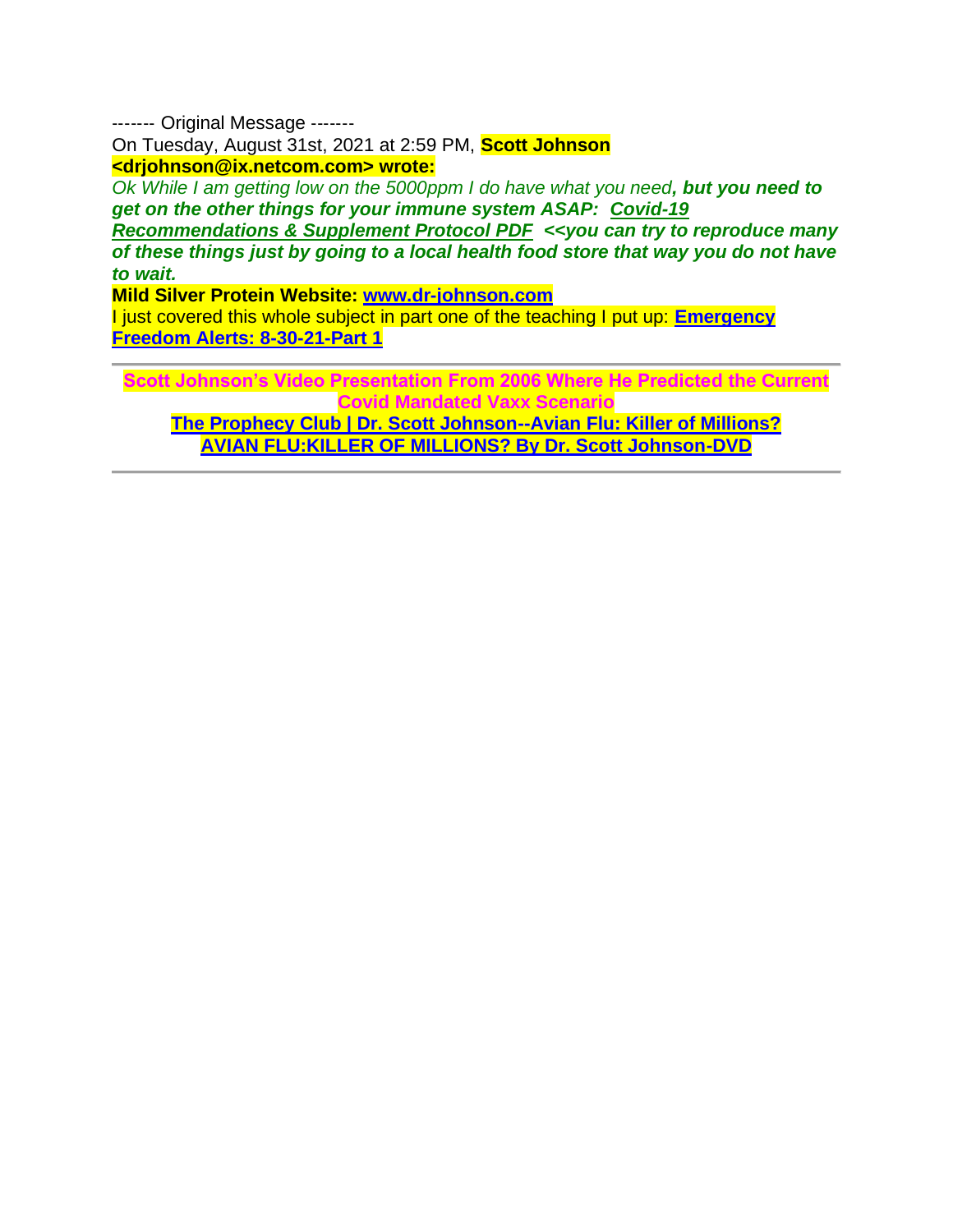------- Original Message -------

On Tuesday, August 31st, 2021 at 2:59 PM, **Scott Johnson <drjohnson@ix.netcom.com> wrote:**

*Ok While I am getting low on the 5000ppm I do have what you need**, but you need to get on the other things for your immune system ASAP: Covid-19 Recommendations & Supplement Protocol PDF <<you can try to reproduce many of these things just by going to a local health food store that way you do not have to wait.***

**Mild Silver Protein Website: www.dr-johnson.com**

I just covered this whole subject in part one of the teaching I put up: **Emergency Freedom Alerts: 8-30-21-Part 1**

---

**Scott Johnson's Video Presentation From 2006 Where He Predicted the Current Covid Mandated Vaxx Scenario**

**The Prophecy Club | Dr. Scott Johnson--Avian Flu: Killer of Millions?**

**AVIAN FLU:KILLER OF MILLIONS? By Dr. Scott Johnson-DVD**

---